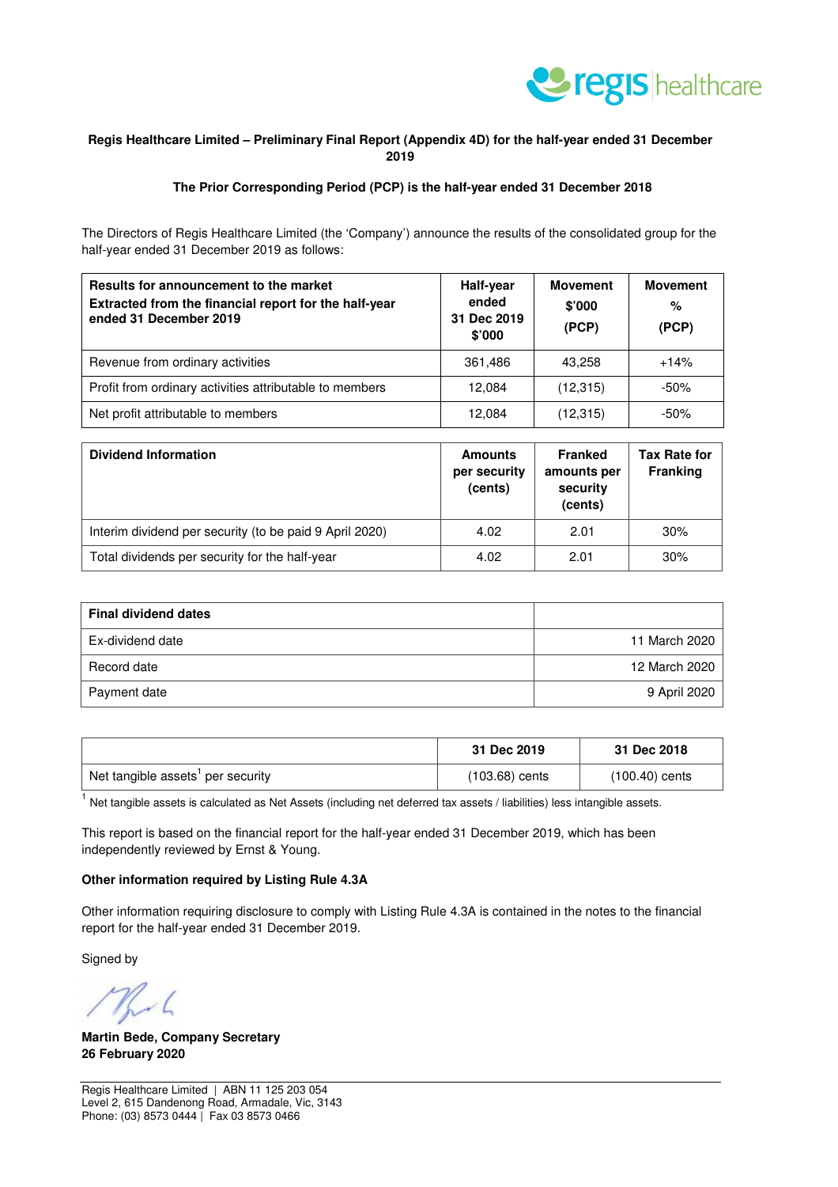**Regis Healthcare Limited – Preliminary Final Report (Appendix 4D) for the half-year ended 31 December 2019**

**The Prior Corresponding Period (PCP) is the half-year ended 31 December 2018**

The Directors of Regis Healthcare Limited (the 'Company') announce the results of the consolidated group for the half-year ended 31 December 2019 as follows:

| **Results for announcement to the market** **Extracted from the financial report for the half-year ended 31 December 2019** | **Half-year ended 31 Dec 2019 $'000** | **Movement $'000 (PCP)** | **Movement % (PCP)** |
|---|---|---|---|
| Revenue from ordinary activities | 361,486 | 43,258 | +14% |
| Profit from ordinary activities attributable to members | 12,084 | (12,315) | -50% |
| Net profit attributable to members | 12,084 | (12,315) | -50% |

| **Dividend Information** | **Amounts per security (cents)** | **Franked amounts per security (cents)** | **Tax Rate for Franking** |
|---|---|---|---|
| Interim dividend per security (to be paid 9 April 2020) | 4.02 | 2.01 | 30% |
| Total dividends per security for the half-year | 4.02 | 2.01 | 30% |

| **Final dividend dates** | |
|---|---|
| Ex-dividend date | 11 March 2020 |
| Record date | 12 March 2020 |
| Payment date | 9 April 2020 |

| | **31 Dec 2019** | **31 Dec 2018** |
|---|---|---|
| Net tangible assets[1] per security | (103.68) cents | (100.40) cents |

[1] Net tangible assets is calculated as Net Assets (including net deferred tax assets / liabilities) less intangible assets.

This report is based on the financial report for the half-year ended 31 December 2019, which has been independently reviewed by Ernst & Young.

**Other information required by Listing Rule 4.3A**

Other information requiring disclosure to comply with Listing Rule 4.3A is contained in the notes to the financial report for the half-year ended 31 December 2019.

Signed by

**Martin Bede, Company Secretary**
**26 February 2020**

Regis Healthcare Limited | ABN 11 125 203 054
Level 2, 615 Dandenong Road, Armadale, Vic, 3143
Phone: (03) 8573 0444 | Fax 03 8573 0466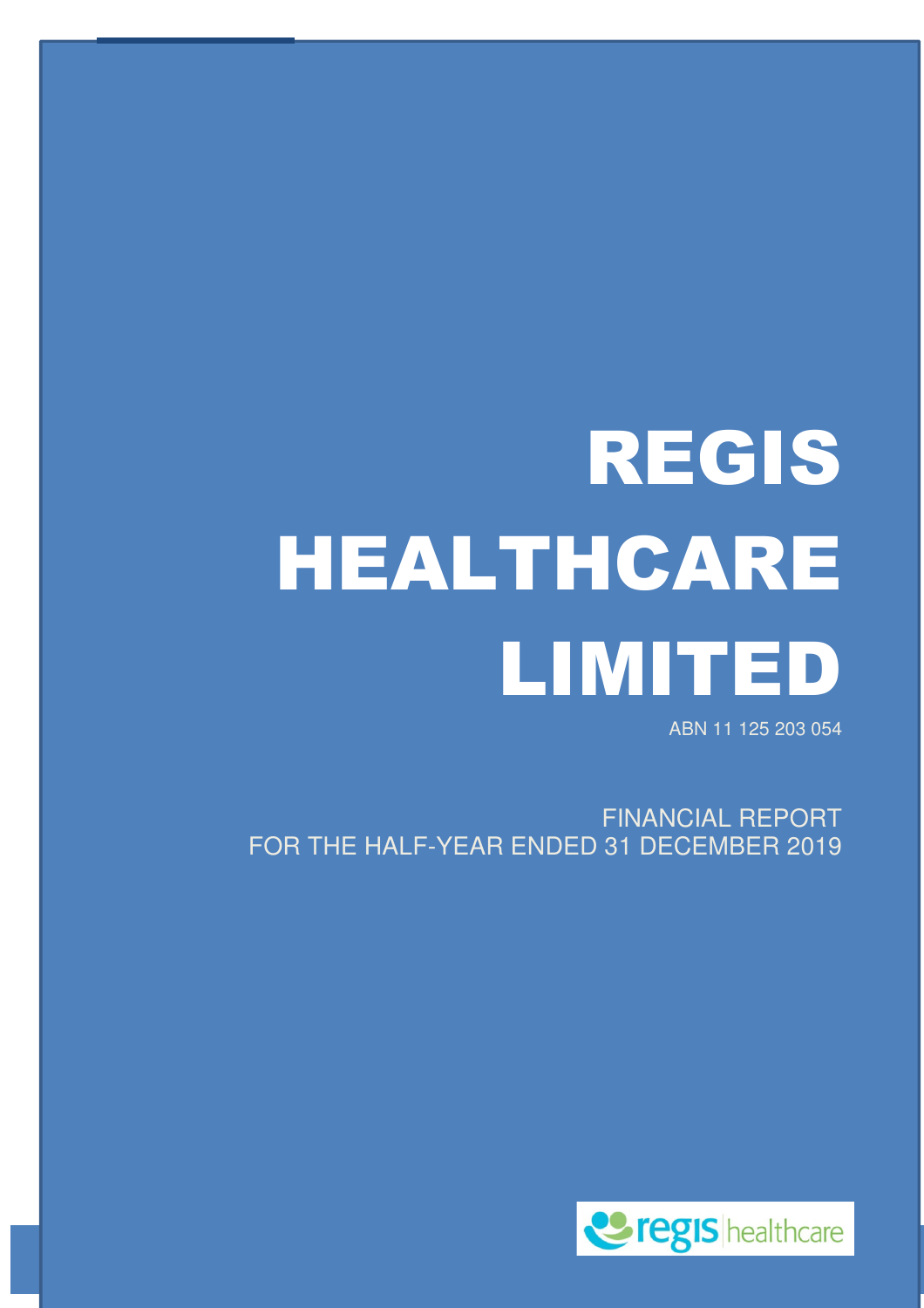# REGIS HEALTHCARE LIMITED

ABN 11 125 203 054

FINANCIAL REPORT
FOR THE HALF-YEAR ENDED 31 DECEMBER 2019

regis healthcare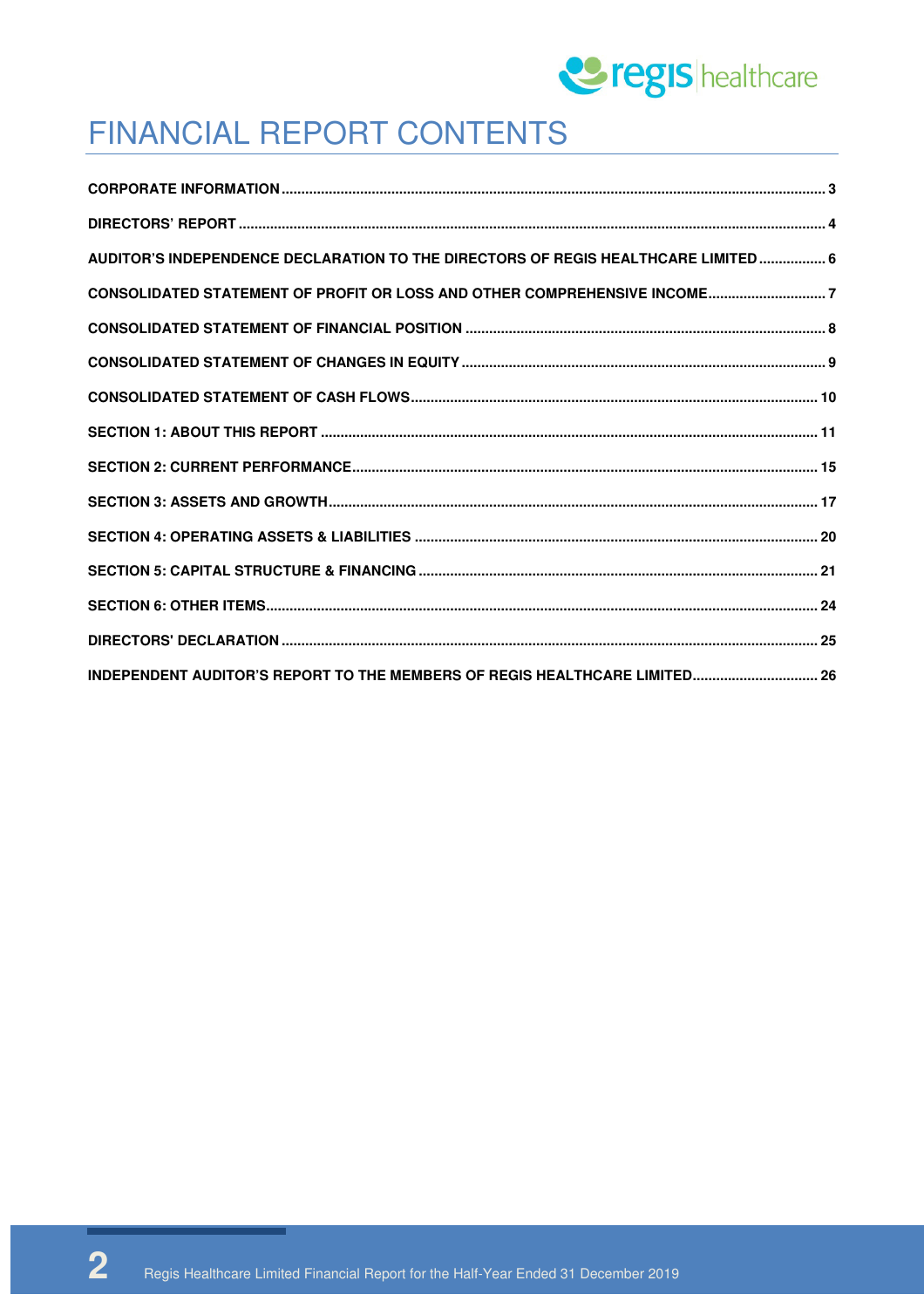# FINANCIAL REPORT CONTENTS

| | |
|---|---|
| **CORPORATE INFORMATION** | **3** |
| **DIRECTORS' REPORT** | **4** |
| **AUDITOR'S INDEPENDENCE DECLARATION TO THE DIRECTORS OF REGIS HEALTHCARE LIMITED** | **6** |
| **CONSOLIDATED STATEMENT OF PROFIT OR LOSS AND OTHER COMPREHENSIVE INCOME** | **7** |
| **CONSOLIDATED STATEMENT OF FINANCIAL POSITION** | **8** |
| **CONSOLIDATED STATEMENT OF CHANGES IN EQUITY** | **9** |
| **CONSOLIDATED STATEMENT OF CASH FLOWS** | **10** |
| **SECTION 1: ABOUT THIS REPORT** | **11** |
| **SECTION 2: CURRENT PERFORMANCE** | **15** |
| **SECTION 3: ASSETS AND GROWTH** | **17** |
| **SECTION 4: OPERATING ASSETS & LIABILITIES** | **20** |
| **SECTION 5: CAPITAL STRUCTURE & FINANCING** | **21** |
| **SECTION 6: OTHER ITEMS** | **24** |
| **DIRECTORS' DECLARATION** | **25** |
| **INDEPENDENT AUDITOR'S REPORT TO THE MEMBERS OF REGIS HEALTHCARE LIMITED** | **26** |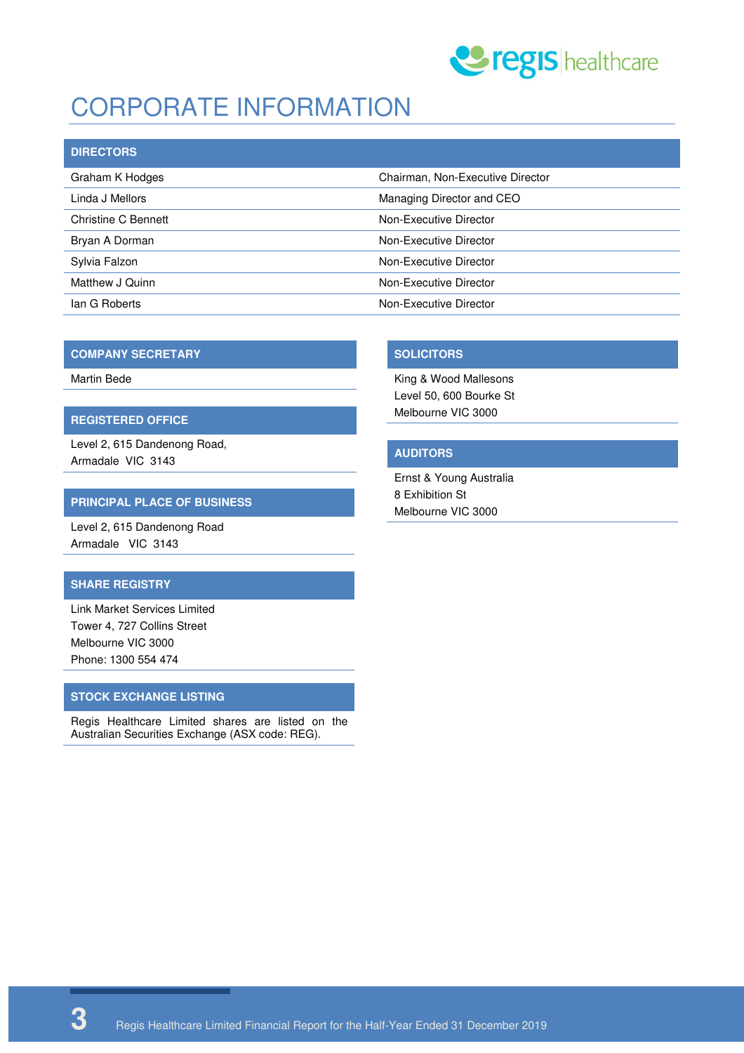# CORPORATE INFORMATION

## DIRECTORS

| | |
|---|---|
| Graham K Hodges | Chairman, Non-Executive Director |
| Linda J Mellors | Managing Director and CEO |
| Christine C Bennett | Non-Executive Director |
| Bryan A Dorman | Non-Executive Director |
| Sylvia Falzon | Non-Executive Director |
| Matthew J Quinn | Non-Executive Director |
| Ian G Roberts | Non-Executive Director |

## COMPANY SECRETARY

Martin Bede

## REGISTERED OFFICE

Level 2, 615 Dandenong Road,
Armadale VIC 3143

## PRINCIPAL PLACE OF BUSINESS

Level 2, 615 Dandenong Road
Armadale VIC 3143

## SHARE REGISTRY

Link Market Services Limited
Tower 4, 727 Collins Street
Melbourne VIC 3000
Phone: 1300 554 474

## STOCK EXCHANGE LISTING

Regis Healthcare Limited shares are listed on the Australian Securities Exchange (ASX code: REG).

## SOLICITORS

King & Wood Mallesons
Level 50, 600 Bourke St
Melbourne VIC 3000

## AUDITORS

Ernst & Young Australia
8 Exhibition St
Melbourne VIC 3000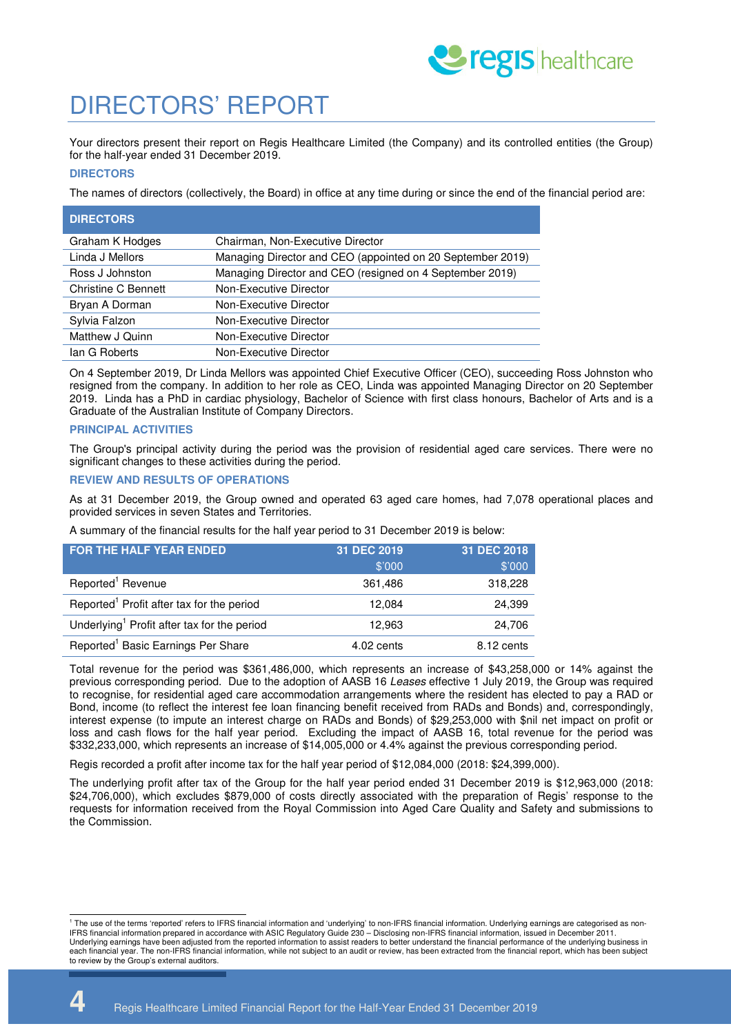# DIRECTORS' REPORT

Your directors present their report on Regis Healthcare Limited (the Company) and its controlled entities (the Group) for the half-year ended 31 December 2019.

## DIRECTORS

The names of directors (collectively, the Board) in office at any time during or since the end of the financial period are:

| DIRECTORS | |
|---|---|
| Graham K Hodges | Chairman, Non-Executive Director |
| Linda J Mellors | Managing Director and CEO (appointed on 20 September 2019) |
| Ross J Johnston | Managing Director and CEO (resigned on 4 September 2019) |
| Christine C Bennett | Non-Executive Director |
| Bryan A Dorman | Non-Executive Director |
| Sylvia Falzon | Non-Executive Director |
| Matthew J Quinn | Non-Executive Director |
| Ian G Roberts | Non-Executive Director |

On 4 September 2019, Dr Linda Mellors was appointed Chief Executive Officer (CEO), succeeding Ross Johnston who resigned from the company. In addition to her role as CEO, Linda was appointed Managing Director on 20 September 2019. Linda has a PhD in cardiac physiology, Bachelor of Science with first class honours, Bachelor of Arts and is a Graduate of the Australian Institute of Company Directors.

## PRINCIPAL ACTIVITIES

The Group's principal activity during the period was the provision of residential aged care services. There were no significant changes to these activities during the period.

## REVIEW AND RESULTS OF OPERATIONS

As at 31 December 2019, the Group owned and operated 63 aged care homes, had 7,078 operational places and provided services in seven States and Territories.

A summary of the financial results for the half year period to 31 December 2019 is below:

| FOR THE HALF YEAR ENDED | 31 DEC 2019 $'000 | 31 DEC 2018 $'000 |
|---|---|---|
| Reported[1] Revenue | 361,486 | 318,228 |
| Reported[1] Profit after tax for the period | 12,084 | 24,399 |
| Underlying[1] Profit after tax for the period | 12,963 | 24,706 |
| Reported[1] Basic Earnings Per Share | 4.02 cents | 8.12 cents |

Total revenue for the period was $361,486,000, which represents an increase of $43,258,000 or 14% against the previous corresponding period. Due to the adoption of AASB 16 *Leases* effective 1 July 2019, the Group was required to recognise, for residential aged care accommodation arrangements where the resident has elected to pay a RAD or Bond, income (to reflect the interest fee loan financing benefit received from RADs and Bonds) and, correspondingly, interest expense (to impute an interest charge on RADs and Bonds) of $29,253,000 with $nil net impact on profit or loss and cash flows for the half year period. Excluding the impact of AASB 16, total revenue for the period was $332,233,000, which represents an increase of $14,005,000 or 4.4% against the previous corresponding period.

Regis recorded a profit after income tax for the half year period of $12,084,000 (2018: $24,399,000).

The underlying profit after tax of the Group for the half year period ended 31 December 2019 is $12,963,000 (2018: $24,706,000), which excludes $879,000 of costs directly associated with the preparation of Regis' response to the requests for information received from the Royal Commission into Aged Care Quality and Safety and submissions to the Commission.

[1] The use of the terms 'reported' refers to IFRS financial information and 'underlying' to non-IFRS financial information. Underlying earnings are categorised as non-IFRS financial information prepared in accordance with ASIC Regulatory Guide 230 – Disclosing non-IFRS financial information, issued in December 2011. Underlying earnings have been adjusted from the reported information to assist readers to better understand the financial performance of the underlying business in each financial year. The non-IFRS financial information, while not subject to an audit or review, has been extracted from the financial report, which has been subject to review by the Group's external auditors.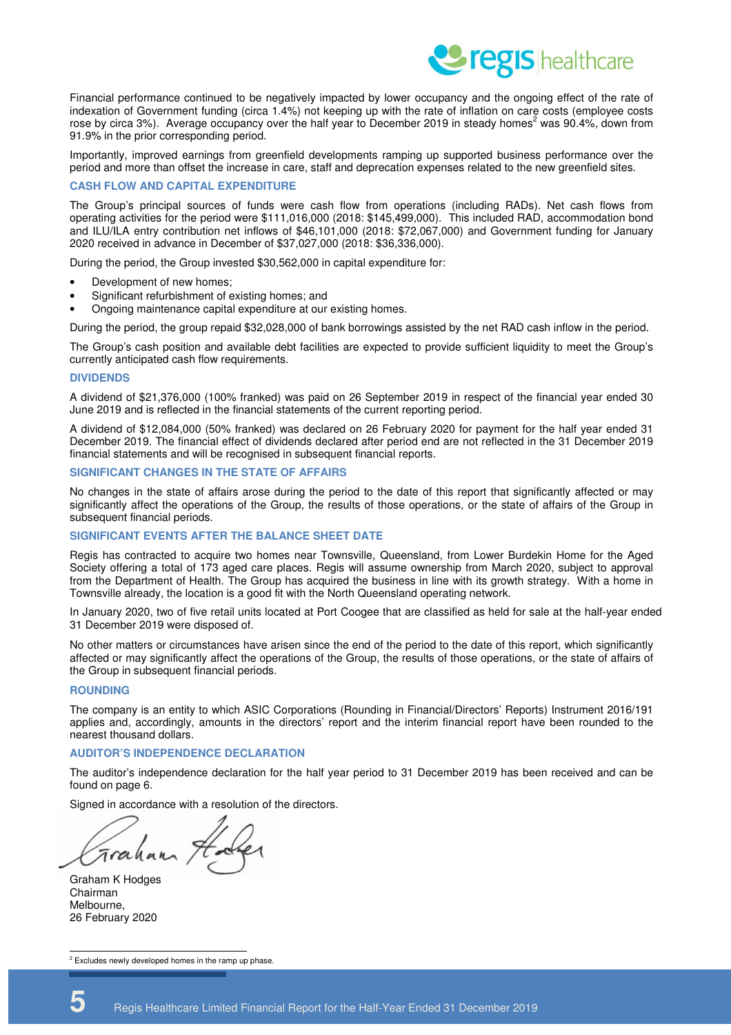Financial performance continued to be negatively impacted by lower occupancy and the ongoing effect of the rate of indexation of Government funding (circa 1.4%) not keeping up with the rate of inflation on care costs (employee costs rose by circa 3%). Average occupancy over the half year to December 2019 in steady homes[2] was 90.4%, down from 91.9% in the prior corresponding period.

Importantly, improved earnings from greenfield developments ramping up supported business performance over the period and more than offset the increase in care, staff and deprecation expenses related to the new greenfield sites.

### CASH FLOW AND CAPITAL EXPENDITURE

The Group's principal sources of funds were cash flow from operations (including RADs). Net cash flows from operating activities for the period were $111,016,000 (2018: $145,499,000). This included RAD, accommodation bond and ILU/ILA entry contribution net inflows of $46,101,000 (2018: $72,067,000) and Government funding for January 2020 received in advance in December of $37,027,000 (2018: $36,336,000).

During the period, the Group invested $30,562,000 in capital expenditure for:

- Development of new homes;
- Significant refurbishment of existing homes; and
- Ongoing maintenance capital expenditure at our existing homes.

During the period, the group repaid $32,028,000 of bank borrowings assisted by the net RAD cash inflow in the period.

The Group's cash position and available debt facilities are expected to provide sufficient liquidity to meet the Group's currently anticipated cash flow requirements.

### DIVIDENDS

A dividend of $21,376,000 (100% franked) was paid on 26 September 2019 in respect of the financial year ended 30 June 2019 and is reflected in the financial statements of the current reporting period.

A dividend of $12,084,000 (50% franked) was declared on 26 February 2020 for payment for the half year ended 31 December 2019. The financial effect of dividends declared after period end are not reflected in the 31 December 2019 financial statements and will be recognised in subsequent financial reports.

### SIGNIFICANT CHANGES IN THE STATE OF AFFAIRS

No changes in the state of affairs arose during the period to the date of this report that significantly affected or may significantly affect the operations of the Group, the results of those operations, or the state of affairs of the Group in subsequent financial periods.

### SIGNIFICANT EVENTS AFTER THE BALANCE SHEET DATE

Regis has contracted to acquire two homes near Townsville, Queensland, from Lower Burdekin Home for the Aged Society offering a total of 173 aged care places. Regis will assume ownership from March 2020, subject to approval from the Department of Health. The Group has acquired the business in line with its growth strategy. With a home in Townsville already, the location is a good fit with the North Queensland operating network.

In January 2020, two of five retail units located at Port Coogee that are classified as held for sale at the half-year ended 31 December 2019 were disposed of.

No other matters or circumstances have arisen since the end of the period to the date of this report, which significantly affected or may significantly affect the operations of the Group, the results of those operations, or the state of affairs of the Group in subsequent financial periods.

### ROUNDING

The company is an entity to which ASIC Corporations (Rounding in Financial/Directors' Reports) Instrument 2016/191 applies and, accordingly, amounts in the directors' report and the interim financial report have been rounded to the nearest thousand dollars.

### AUDITOR'S INDEPENDENCE DECLARATION

The auditor's independence declaration for the half year period to 31 December 2019 has been received and can be found on page 6.

Signed in accordance with a resolution of the directors.

Graham K Hodges
Chairman
Melbourne,
26 February 2020

[2] Excludes newly developed homes in the ramp up phase.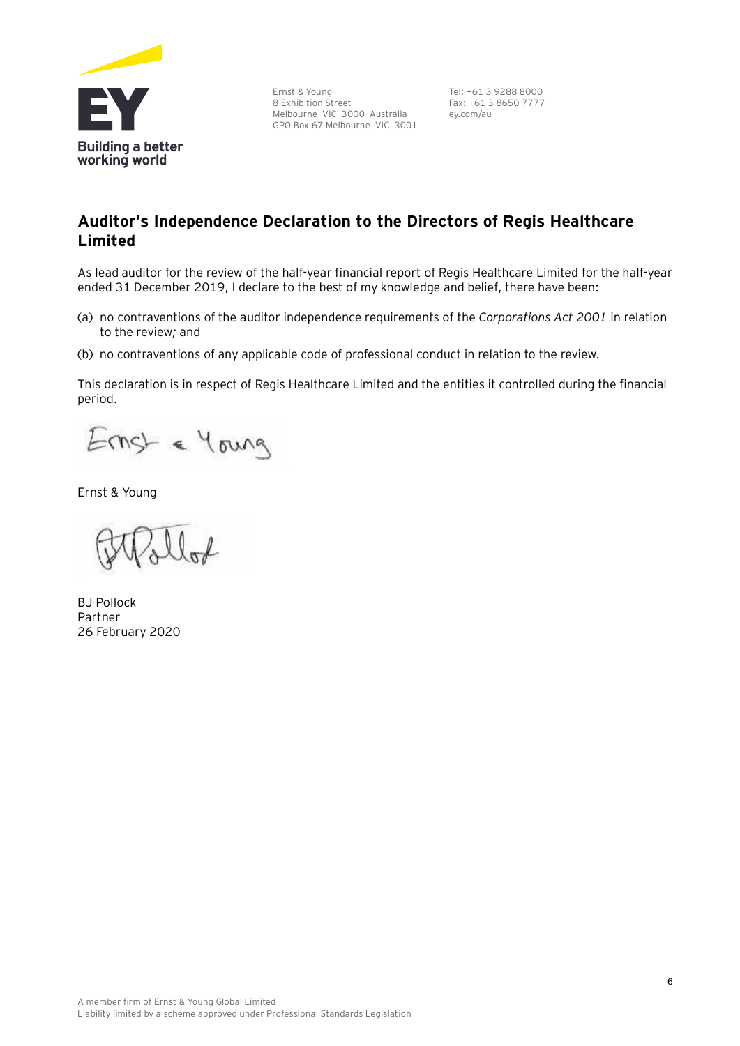Building a better
working world

Ernst & Young
8 Exhibition Street
Melbourne VIC 3000 Australia
GPO Box 67 Melbourne VIC 3001

Tel: +61 3 9288 8000
Fax: +61 3 8650 7777
ey.com/au

## Auditor's Independence Declaration to the Directors of Regis Healthcare Limited

As lead auditor for the review of the half-year financial report of Regis Healthcare Limited for the half-year ended 31 December 2019, I declare to the best of my knowledge and belief, there have been:

(a) no contraventions of the auditor independence requirements of the *Corporations Act 2001* in relation to the review; and

(b) no contraventions of any applicable code of professional conduct in relation to the review.

This declaration is in respect of Regis Healthcare Limited and the entities it controlled during the financial period.

Ernst & Young

BJ Pollock
Partner
26 February 2020

A member firm of Ernst & Young Global Limited
Liability limited by a scheme approved under Professional Standards Legislation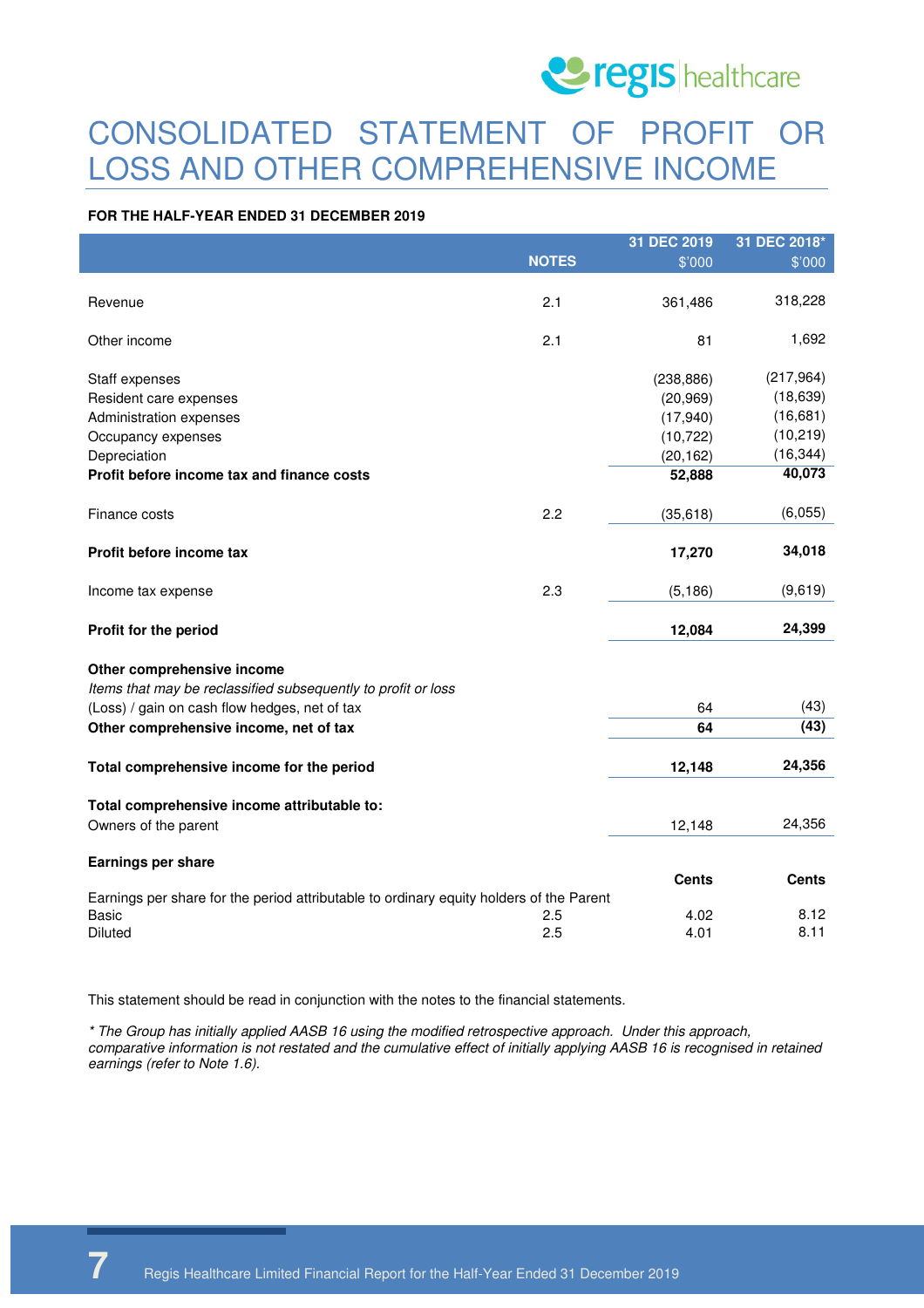# CONSOLIDATED STATEMENT OF PROFIT OR LOSS AND OTHER COMPREHENSIVE INCOME

**FOR THE HALF-YEAR ENDED 31 DECEMBER 2019**

| | NOTES | 31 DEC 2019<br>$'000 | 31 DEC 2018*<br>$'000 |
|---|---|---|---|
| Revenue | 2.1 | 361,486 | 318,228 |
| Other income | 2.1 | 81 | 1,692 |
| Staff expenses | | (238,886) | (217,964) |
| Resident care expenses | | (20,969) | (18,639) |
| Administration expenses | | (17,940) | (16,681) |
| Occupancy expenses | | (10,722) | (10,219) |
| Depreciation | | (20,162) | (16,344) |
| **Profit before income tax and finance costs** | | **52,888** | **40,073** |
| Finance costs | 2.2 | (35,618) | (6,055) |
| **Profit before income tax** | | **17,270** | **34,018** |
| Income tax expense | 2.3 | (5,186) | (9,619) |
| **Profit for the period** | | **12,084** | **24,399** |
| **Other comprehensive income** | | | |
| *Items that may be reclassified subsequently to profit or loss* | | | |
| (Loss) / gain on cash flow hedges, net of tax | | 64 | (43) |
| **Other comprehensive income, net of tax** | | **64** | **(43)** |
| **Total comprehensive income for the period** | | **12,148** | **24,356** |
| **Total comprehensive income attributable to:** | | | |
| Owners of the parent | | 12,148 | 24,356 |
| **Earnings per share** | | **Cents** | **Cents** |
| Earnings per share for the period attributable to ordinary equity holders of the Parent | | | |
| Basic | 2.5 | 4.02 | 8.12 |
| Diluted | 2.5 | 4.01 | 8.11 |

This statement should be read in conjunction with the notes to the financial statements.

*\* The Group has initially applied AASB 16 using the modified retrospective approach. Under this approach, comparative information is not restated and the cumulative effect of initially applying AASB 16 is recognised in retained earnings (refer to Note 1.6).*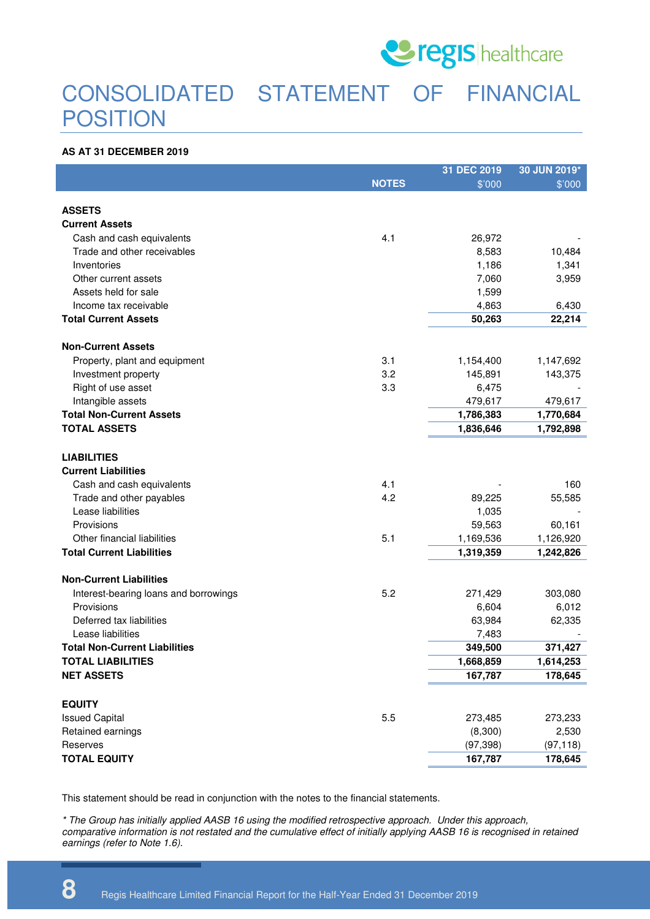# CONSOLIDATED STATEMENT OF FINANCIAL POSITION

**AS AT 31 DECEMBER 2019**

| | NOTES | 31 DEC 2019 $'000 | 30 JUN 2019* $'000 |
|---|---|---|---|
| **ASSETS** | | | |
| **Current Assets** | | | |
| Cash and cash equivalents | 4.1 | 26,972 | - |
| Trade and other receivables | | 8,583 | 10,484 |
| Inventories | | 1,186 | 1,341 |
| Other current assets | | 7,060 | 3,959 |
| Assets held for sale | | 1,599 | |
| Income tax receivable | | 4,863 | 6,430 |
| **Total Current Assets** | | **50,263** | **22,214** |
| **Non-Current Assets** | | | |
| Property, plant and equipment | 3.1 | 1,154,400 | 1,147,692 |
| Investment property | 3.2 | 145,891 | 143,375 |
| Right of use asset | 3.3 | 6,475 | - |
| Intangible assets | | 479,617 | 479,617 |
| **Total Non-Current Assets** | | **1,786,383** | **1,770,684** |
| **TOTAL ASSETS** | | **1,836,646** | **1,792,898** |
| **LIABILITIES** | | | |
| **Current Liabilities** | | | |
| Cash and cash equivalents | 4.1 | - | 160 |
| Trade and other payables | 4.2 | 89,225 | 55,585 |
| Lease liabilities | | 1,035 | - |
| Provisions | | 59,563 | 60,161 |
| Other financial liabilities | 5.1 | 1,169,536 | 1,126,920 |
| **Total Current Liabilities** | | **1,319,359** | **1,242,826** |
| **Non-Current Liabilities** | | | |
| Interest-bearing loans and borrowings | 5.2 | 271,429 | 303,080 |
| Provisions | | 6,604 | 6,012 |
| Deferred tax liabilities | | 63,984 | 62,335 |
| Lease liabilities | | 7,483 | - |
| **Total Non-Current Liabilities** | | **349,500** | **371,427** |
| **TOTAL LIABILITIES** | | **1,668,859** | **1,614,253** |
| **NET ASSETS** | | **167,787** | **178,645** |
| **EQUITY** | | | |
| Issued Capital | 5.5 | 273,485 | 273,233 |
| Retained earnings | | (8,300) | 2,530 |
| Reserves | | (97,398) | (97,118) |
| **TOTAL EQUITY** | | **167,787** | **178,645** |

This statement should be read in conjunction with the notes to the financial statements.

*\* The Group has initially applied AASB 16 using the modified retrospective approach. Under this approach, comparative information is not restated and the cumulative effect of initially applying AASB 16 is recognised in retained earnings (refer to Note 1.6).*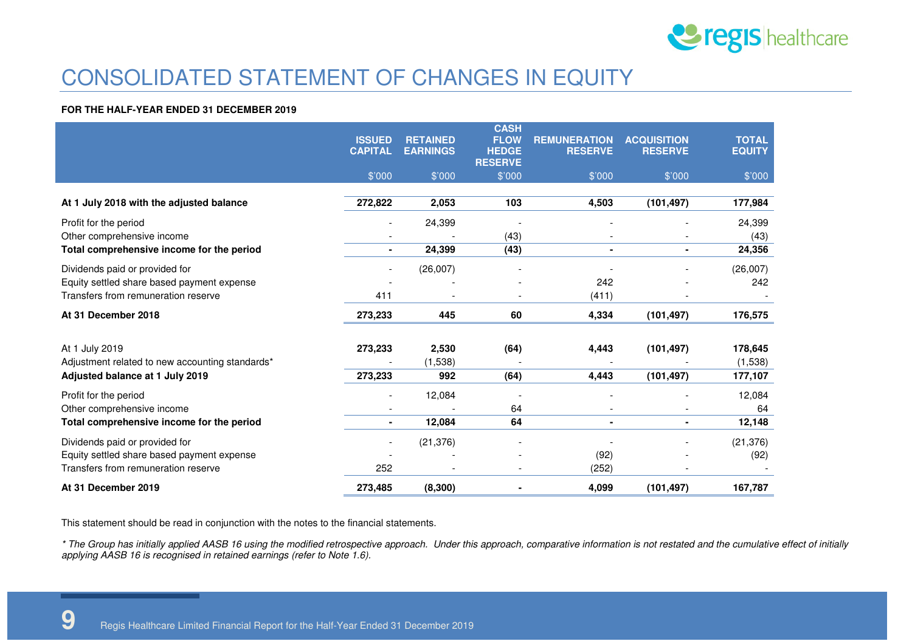# CONSOLIDATED STATEMENT OF CHANGES IN EQUITY

**FOR THE HALF-YEAR ENDED 31 DECEMBER 2019**

| | ISSUED CAPITAL | RETAINED EARNINGS | CASH FLOW HEDGE RESERVE | REMUNERATION RESERVE | ACQUISITION RESERVE | TOTAL EQUITY |
|---|---|---|---|---|---|---|
| | $'000 | $'000 | $'000 | $'000 | $'000 | $'000 |
| **At 1 July 2018 with the adjusted balance** | **272,822** | **2,053** | **103** | **4,503** | **(101,497)** | **177,984** |
| Profit for the period | - | 24,399 | - | - | - | 24,399 |
| Other comprehensive income | - | - | (43) | - | - | (43) |
| **Total comprehensive income for the period** | **-** | **24,399** | **(43)** | **-** | **-** | **24,356** |
| Dividends paid or provided for | - | (26,007) | - | - | - | (26,007) |
| Equity settled share based payment expense | - | - | - | 242 | - | 242 |
| Transfers from remuneration reserve | 411 | - | - | (411) | - | - |
| **At 31 December 2018** | **273,233** | **445** | **60** | **4,334** | **(101,497)** | **176,575** |
| At 1 July 2019 | **273,233** | **2,530** | **(64)** | **4,443** | **(101,497)** | **178,645** |
| Adjustment related to new accounting standards* | - | (1,538) | - | - | - | (1,538) |
| **Adjusted balance at 1 July 2019** | **273,233** | **992** | **(64)** | **4,443** | **(101,497)** | **177,107** |
| Profit for the period | - | 12,084 | - | - | - | 12,084 |
| Other comprehensive income | - | - | 64 | - | - | 64 |
| **Total comprehensive income for the period** | **-** | **12,084** | **64** | **-** | **-** | **12,148** |
| Dividends paid or provided for | - | (21,376) | - | - | - | (21,376) |
| Equity settled share based payment expense | - | - | - | (92) | - | (92) |
| Transfers from remuneration reserve | 252 | - | - | (252) | - | - |
| **At 31 December 2019** | **273,485** | **(8,300)** | **-** | **4,099** | **(101,497)** | **167,787** |

This statement should be read in conjunction with the notes to the financial statements.

*\* The Group has initially applied AASB 16 using the modified retrospective approach. Under this approach, comparative information is not restated and the cumulative effect of initially applying AASB 16 is recognised in retained earnings (refer to Note 1.6).*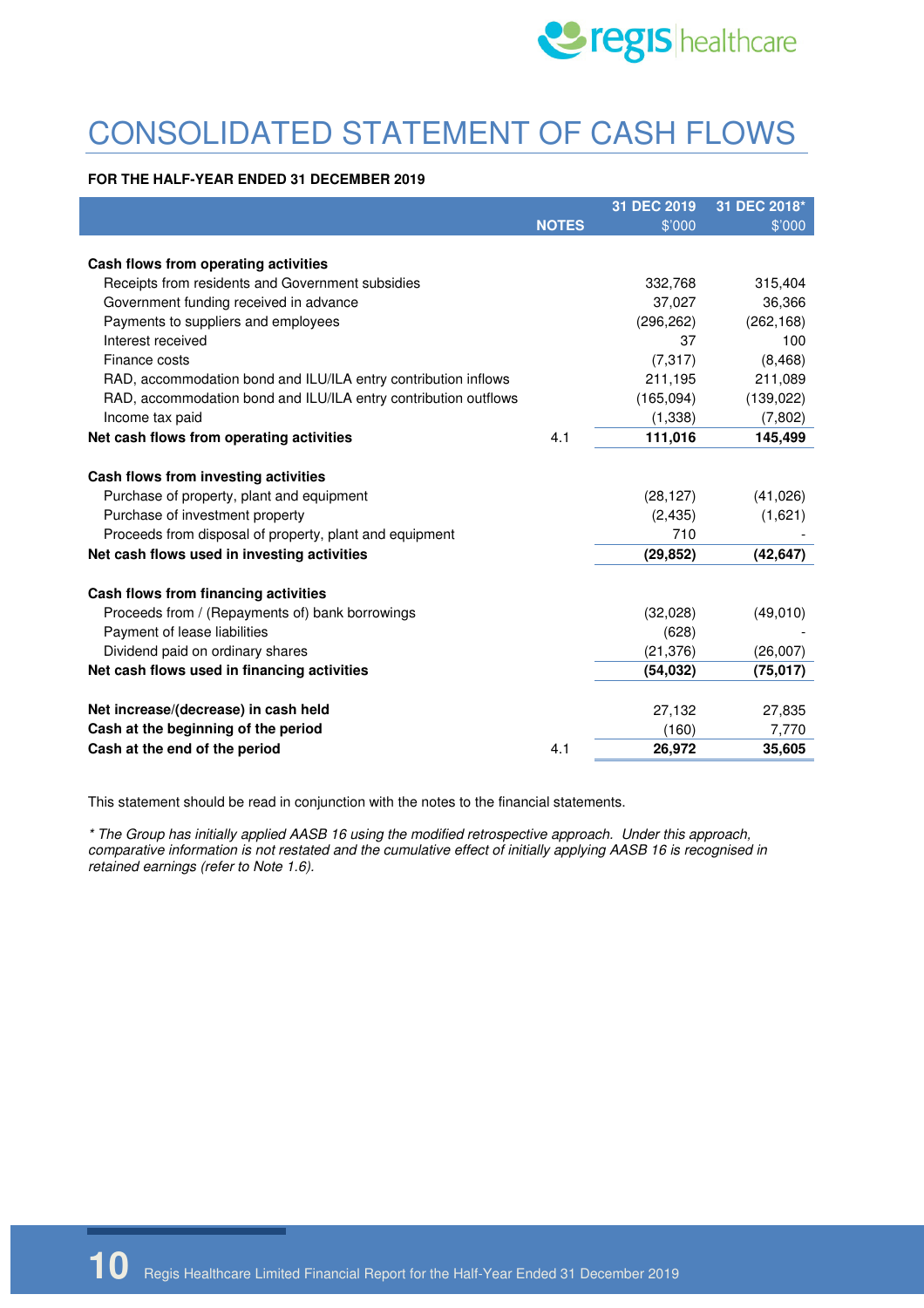# CONSOLIDATED STATEMENT OF CASH FLOWS

**FOR THE HALF-YEAR ENDED 31 DECEMBER 2019**

| | NOTES | 31 DEC 2019 $'000 | 31 DEC 2018* $'000 |
|---|---|---|---|
| **Cash flows from operating activities** | | | |
| Receipts from residents and Government subsidies | | 332,768 | 315,404 |
| Government funding received in advance | | 37,027 | 36,366 |
| Payments to suppliers and employees | | (296,262) | (262,168) |
| Interest received | | 37 | 100 |
| Finance costs | | (7,317) | (8,468) |
| RAD, accommodation bond and ILU/ILA entry contribution inflows | | 211,195 | 211,089 |
| RAD, accommodation bond and ILU/ILA entry contribution outflows | | (165,094) | (139,022) |
| Income tax paid | | (1,338) | (7,802) |
| **Net cash flows from operating activities** | 4.1 | **111,016** | **145,499** |
| **Cash flows from investing activities** | | | |
| Purchase of property, plant and equipment | | (28,127) | (41,026) |
| Purchase of investment property | | (2,435) | (1,621) |
| Proceeds from disposal of property, plant and equipment | | 710 | - |
| **Net cash flows used in investing activities** | | **(29,852)** | **(42,647)** |
| **Cash flows from financing activities** | | | |
| Proceeds from / (Repayments of) bank borrowings | | (32,028) | (49,010) |
| Payment of lease liabilities | | (628) | - |
| Dividend paid on ordinary shares | | (21,376) | (26,007) |
| **Net cash flows used in financing activities** | | **(54,032)** | **(75,017)** |
| **Net increase/(decrease) in cash held** | | 27,132 | 27,835 |
| **Cash at the beginning of the period** | | (160) | 7,770 |
| **Cash at the end of the period** | 4.1 | **26,972** | **35,605** |

This statement should be read in conjunction with the notes to the financial statements.

*\* The Group has initially applied AASB 16 using the modified retrospective approach. Under this approach, comparative information is not restated and the cumulative effect of initially applying AASB 16 is recognised in retained earnings (refer to Note 1.6).*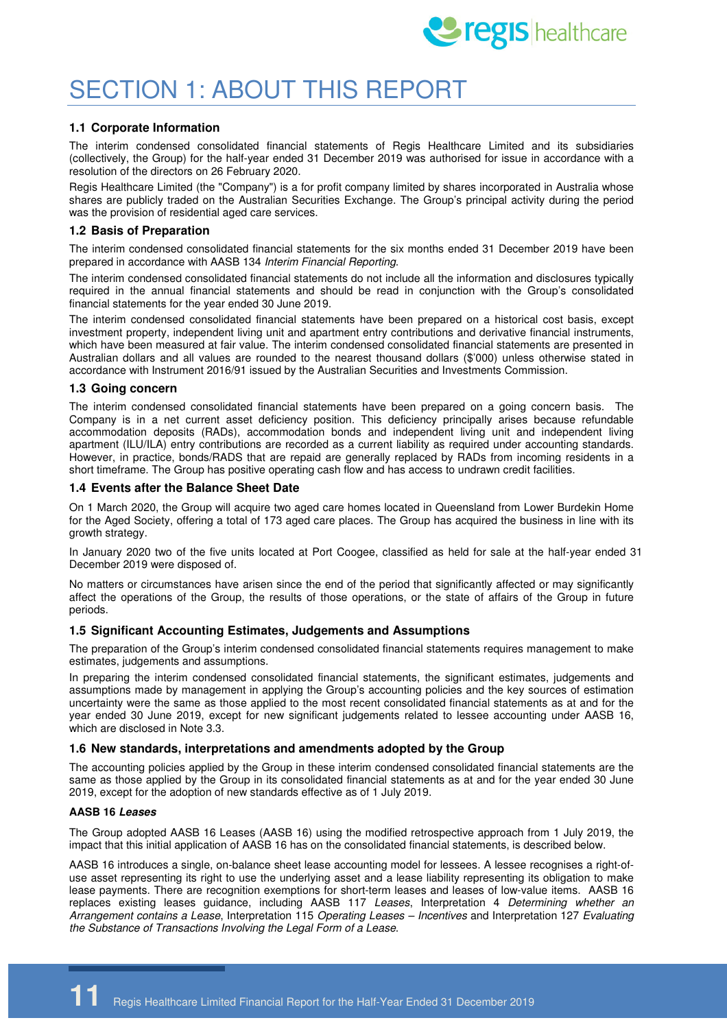# SECTION 1: ABOUT THIS REPORT

### 1.1 Corporate Information

The interim condensed consolidated financial statements of Regis Healthcare Limited and its subsidiaries (collectively, the Group) for the half-year ended 31 December 2019 was authorised for issue in accordance with a resolution of the directors on 26 February 2020.

Regis Healthcare Limited (the "Company") is a for profit company limited by shares incorporated in Australia whose shares are publicly traded on the Australian Securities Exchange. The Group's principal activity during the period was the provision of residential aged care services.

### 1.2 Basis of Preparation

The interim condensed consolidated financial statements for the six months ended 31 December 2019 have been prepared in accordance with AASB 134 *Interim Financial Reporting*.

The interim condensed consolidated financial statements do not include all the information and disclosures typically required in the annual financial statements and should be read in conjunction with the Group's consolidated financial statements for the year ended 30 June 2019.

The interim condensed consolidated financial statements have been prepared on a historical cost basis, except investment property, independent living unit and apartment entry contributions and derivative financial instruments, which have been measured at fair value. The interim condensed consolidated financial statements are presented in Australian dollars and all values are rounded to the nearest thousand dollars ($'000) unless otherwise stated in accordance with Instrument 2016/91 issued by the Australian Securities and Investments Commission.

### 1.3 Going concern

The interim condensed consolidated financial statements have been prepared on a going concern basis. The Company is in a net current asset deficiency position. This deficiency principally arises because refundable accommodation deposits (RADs), accommodation bonds and independent living unit and independent living apartment (ILU/ILA) entry contributions are recorded as a current liability as required under accounting standards. However, in practice, bonds/RADS that are repaid are generally replaced by RADs from incoming residents in a short timeframe. The Group has positive operating cash flow and has access to undrawn credit facilities.

### 1.4 Events after the Balance Sheet Date

On 1 March 2020, the Group will acquire two aged care homes located in Queensland from Lower Burdekin Home for the Aged Society, offering a total of 173 aged care places. The Group has acquired the business in line with its growth strategy.

In January 2020 two of the five units located at Port Coogee, classified as held for sale at the half-year ended 31 December 2019 were disposed of.

No matters or circumstances have arisen since the end of the period that significantly affected or may significantly affect the operations of the Group, the results of those operations, or the state of affairs of the Group in future periods.

### 1.5 Significant Accounting Estimates, Judgements and Assumptions

The preparation of the Group's interim condensed consolidated financial statements requires management to make estimates, judgements and assumptions.

In preparing the interim condensed consolidated financial statements, the significant estimates, judgements and assumptions made by management in applying the Group's accounting policies and the key sources of estimation uncertainty were the same as those applied to the most recent consolidated financial statements as at and for the year ended 30 June 2019, except for new significant judgements related to lessee accounting under AASB 16, which are disclosed in Note 3.3.

### 1.6 New standards, interpretations and amendments adopted by the Group

The accounting policies applied by the Group in these interim condensed consolidated financial statements are the same as those applied by the Group in its consolidated financial statements as at and for the year ended 30 June 2019, except for the adoption of new standards effective as of 1 July 2019.

**AASB 16 *Leases***

The Group adopted AASB 16 Leases (AASB 16) using the modified retrospective approach from 1 July 2019, the impact that this initial application of AASB 16 has on the consolidated financial statements, is described below.

AASB 16 introduces a single, on-balance sheet lease accounting model for lessees. A lessee recognises a right-of-use asset representing its right to use the underlying asset and a lease liability representing its obligation to make lease payments. There are recognition exemptions for short-term leases and leases of low-value items. AASB 16 replaces existing leases guidance, including AASB 117 *Leases*, Interpretation 4 *Determining whether an Arrangement contains a Lease*, Interpretation 115 *Operating Leases – Incentives* and Interpretation 127 *Evaluating the Substance of Transactions Involving the Legal Form of a Lease*.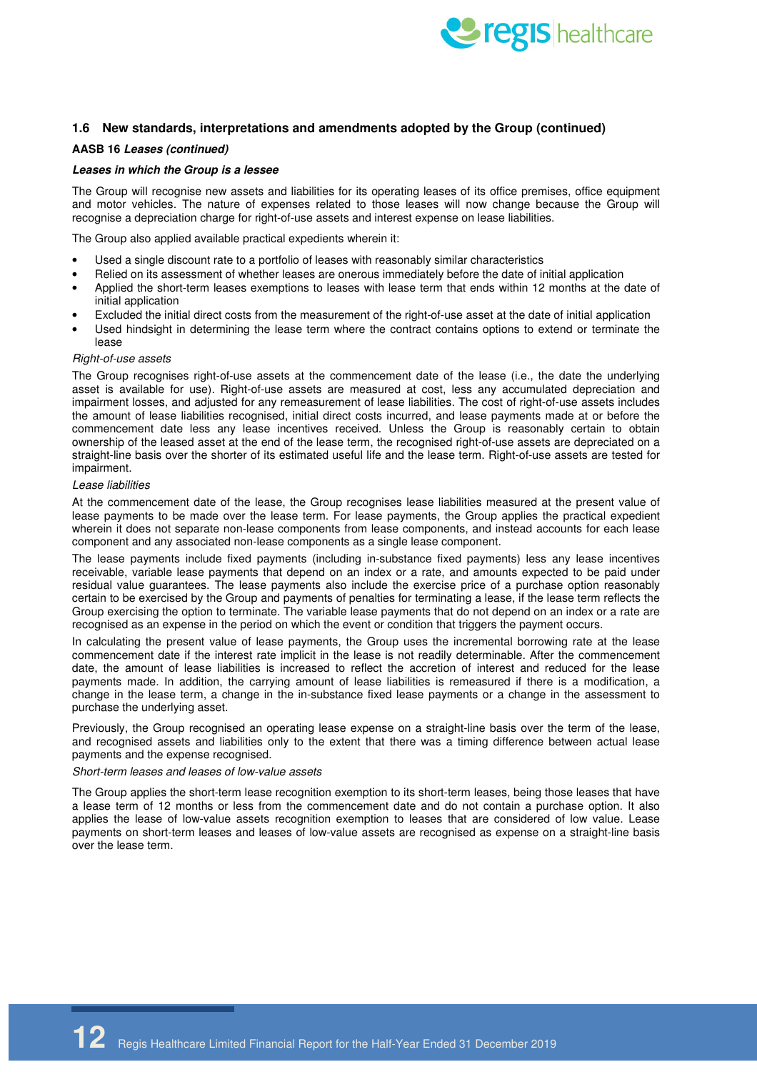## 1.6 New standards, interpretations and amendments adopted by the Group (continued)

**AASB 16 *Leases (continued)***

***Leases in which the Group is a lessee***

The Group will recognise new assets and liabilities for its operating leases of its office premises, office equipment and motor vehicles. The nature of expenses related to those leases will now change because the Group will recognise a depreciation charge for right-of-use assets and interest expense on lease liabilities.

The Group also applied available practical expedients wherein it:

- Used a single discount rate to a portfolio of leases with reasonably similar characteristics
- Relied on its assessment of whether leases are onerous immediately before the date of initial application
- Applied the short-term leases exemptions to leases with lease term that ends within 12 months at the date of initial application
- Excluded the initial direct costs from the measurement of the right-of-use asset at the date of initial application
- Used hindsight in determining the lease term where the contract contains options to extend or terminate the lease

*Right-of-use assets*

The Group recognises right-of-use assets at the commencement date of the lease (i.e., the date the underlying asset is available for use). Right-of-use assets are measured at cost, less any accumulated depreciation and impairment losses, and adjusted for any remeasurement of lease liabilities. The cost of right-of-use assets includes the amount of lease liabilities recognised, initial direct costs incurred, and lease payments made at or before the commencement date less any lease incentives received. Unless the Group is reasonably certain to obtain ownership of the leased asset at the end of the lease term, the recognised right-of-use assets are depreciated on a straight-line basis over the shorter of its estimated useful life and the lease term. Right-of-use assets are tested for impairment.

*Lease liabilities*

At the commencement date of the lease, the Group recognises lease liabilities measured at the present value of lease payments to be made over the lease term. For lease payments, the Group applies the practical expedient wherein it does not separate non-lease components from lease components, and instead accounts for each lease component and any associated non-lease components as a single lease component.

The lease payments include fixed payments (including in-substance fixed payments) less any lease incentives receivable, variable lease payments that depend on an index or a rate, and amounts expected to be paid under residual value guarantees. The lease payments also include the exercise price of a purchase option reasonably certain to be exercised by the Group and payments of penalties for terminating a lease, if the lease term reflects the Group exercising the option to terminate. The variable lease payments that do not depend on an index or a rate are recognised as an expense in the period on which the event or condition that triggers the payment occurs.

In calculating the present value of lease payments, the Group uses the incremental borrowing rate at the lease commencement date if the interest rate implicit in the lease is not readily determinable. After the commencement date, the amount of lease liabilities is increased to reflect the accretion of interest and reduced for the lease payments made. In addition, the carrying amount of lease liabilities is remeasured if there is a modification, a change in the lease term, a change in the in-substance fixed lease payments or a change in the assessment to purchase the underlying asset.

Previously, the Group recognised an operating lease expense on a straight-line basis over the term of the lease, and recognised assets and liabilities only to the extent that there was a timing difference between actual lease payments and the expense recognised.

*Short-term leases and leases of low-value assets*

The Group applies the short-term lease recognition exemption to its short-term leases, being those leases that have a lease term of 12 months or less from the commencement date and do not contain a purchase option. It also applies the lease of low-value assets recognition exemption to leases that are considered of low value. Lease payments on short-term leases and leases of low-value assets are recognised as expense on a straight-line basis over the lease term.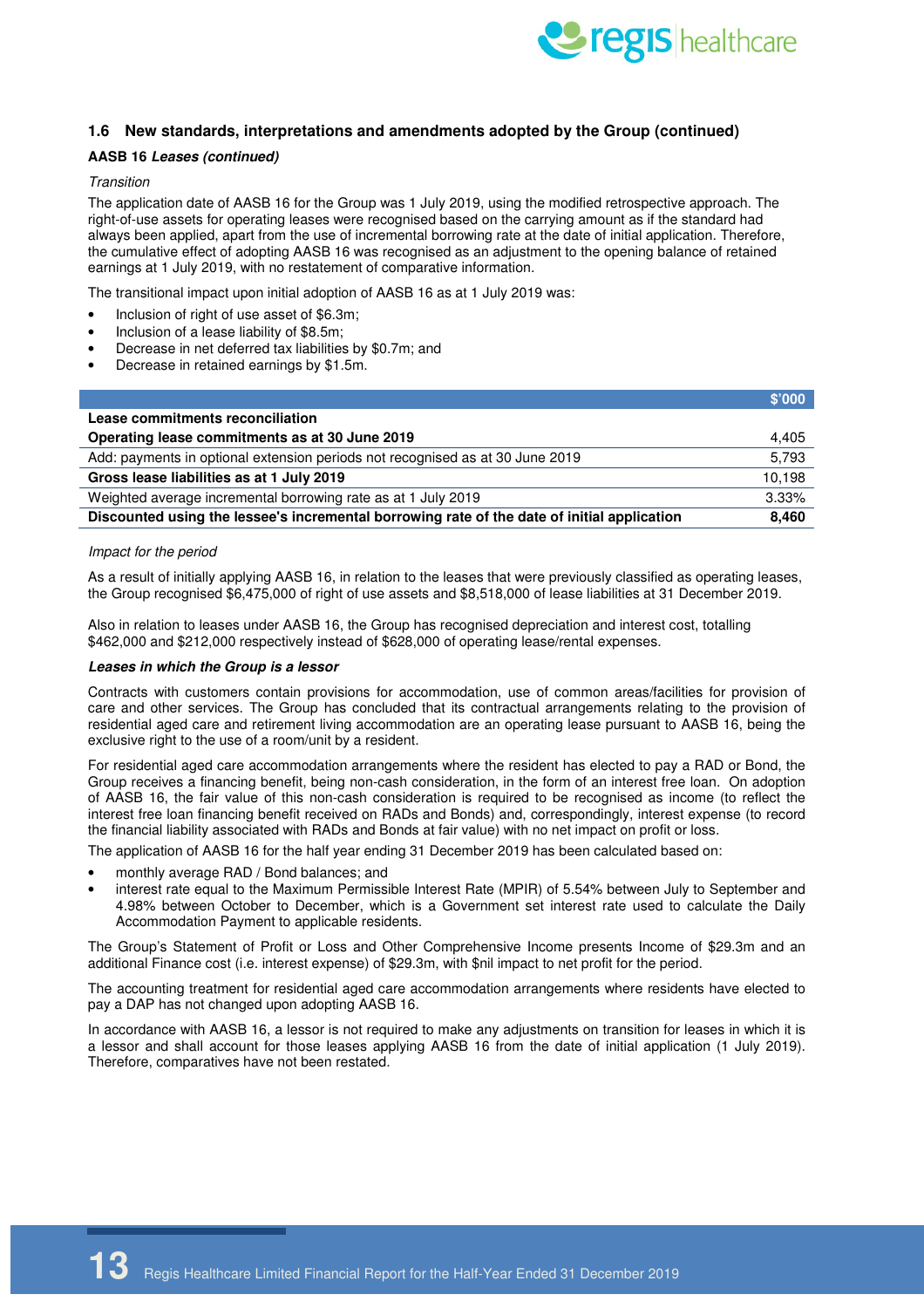### 1.6 New standards, interpretations and amendments adopted by the Group (continued)

**AASB 16 *Leases (continued)***

*Transition*

The application date of AASB 16 for the Group was 1 July 2019, using the modified retrospective approach. The right-of-use assets for operating leases were recognised based on the carrying amount as if the standard had always been applied, apart from the use of incremental borrowing rate at the date of initial application. Therefore, the cumulative effect of adopting AASB 16 was recognised as an adjustment to the opening balance of retained earnings at 1 July 2019, with no restatement of comparative information.

The transitional impact upon initial adoption of AASB 16 as at 1 July 2019 was:

- Inclusion of right of use asset of $6.3m;
- Inclusion of a lease liability of $8.5m;
- Decrease in net deferred tax liabilities by $0.7m; and
- Decrease in retained earnings by $1.5m.

| | $'000 |
|---|---|
| **Lease commitments reconciliation** | |
| **Operating lease commitments as at 30 June 2019** | 4,405 |
| Add: payments in optional extension periods not recognised as at 30 June 2019 | 5,793 |
| **Gross lease liabilities as at 1 July 2019** | 10,198 |
| Weighted average incremental borrowing rate as at 1 July 2019 | 3.33% |
| **Discounted using the lessee's incremental borrowing rate of the date of initial application** | **8,460** |

*Impact for the period*

As a result of initially applying AASB 16, in relation to the leases that were previously classified as operating leases, the Group recognised $6,475,000 of right of use assets and $8,518,000 of lease liabilities at 31 December 2019.

Also in relation to leases under AASB 16, the Group has recognised depreciation and interest cost, totalling $462,000 and $212,000 respectively instead of $628,000 of operating lease/rental expenses.

***Leases in which the Group is a lessor***

Contracts with customers contain provisions for accommodation, use of common areas/facilities for provision of care and other services. The Group has concluded that its contractual arrangements relating to the provision of residential aged care and retirement living accommodation are an operating lease pursuant to AASB 16, being the exclusive right to the use of a room/unit by a resident.

For residential aged care accommodation arrangements where the resident has elected to pay a RAD or Bond, the Group receives a financing benefit, being non-cash consideration, in the form of an interest free loan. On adoption of AASB 16, the fair value of this non-cash consideration is required to be recognised as income (to reflect the interest free loan financing benefit received on RADs and Bonds) and, correspondingly, interest expense (to record the financial liability associated with RADs and Bonds at fair value) with no net impact on profit or loss.

The application of AASB 16 for the half year ending 31 December 2019 has been calculated based on:

- monthly average RAD / Bond balances; and
- interest rate equal to the Maximum Permissible Interest Rate (MPIR) of 5.54% between July to September and 4.98% between October to December, which is a Government set interest rate used to calculate the Daily Accommodation Payment to applicable residents.

The Group's Statement of Profit or Loss and Other Comprehensive Income presents Income of $29.3m and an additional Finance cost (i.e. interest expense) of $29.3m, with $nil impact to net profit for the period.

The accounting treatment for residential aged care accommodation arrangements where residents have elected to pay a DAP has not changed upon adopting AASB 16.

In accordance with AASB 16, a lessor is not required to make any adjustments on transition for leases in which it is a lessor and shall account for those leases applying AASB 16 from the date of initial application (1 July 2019). Therefore, comparatives have not been restated.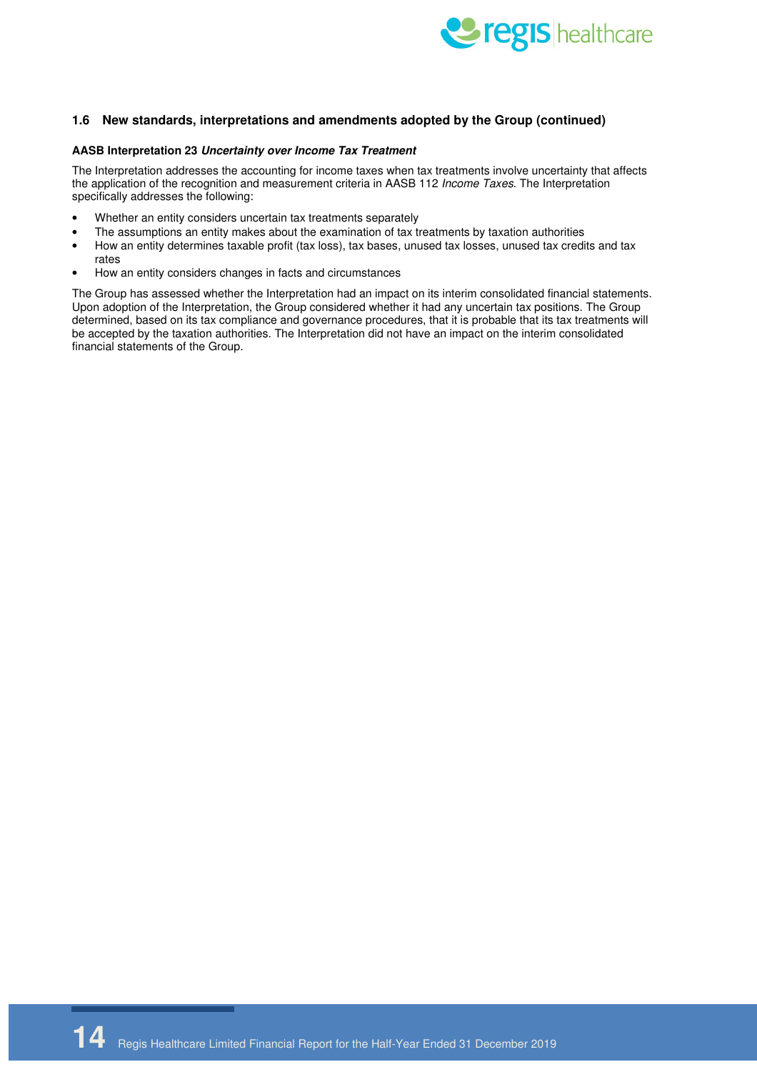### 1.6 New standards, interpretations and amendments adopted by the Group (continued)

**AASB Interpretation 23 *Uncertainty over Income Tax Treatment***

The Interpretation addresses the accounting for income taxes when tax treatments involve uncertainty that affects the application of the recognition and measurement criteria in AASB 112 *Income Taxes*. The Interpretation specifically addresses the following:

- Whether an entity considers uncertain tax treatments separately
- The assumptions an entity makes about the examination of tax treatments by taxation authorities
- How an entity determines taxable profit (tax loss), tax bases, unused tax losses, unused tax credits and tax rates
- How an entity considers changes in facts and circumstances

The Group has assessed whether the Interpretation had an impact on its interim consolidated financial statements. Upon adoption of the Interpretation, the Group considered whether it had any uncertain tax positions. The Group determined, based on its tax compliance and governance procedures, that it is probable that its tax treatments will be accepted by the taxation authorities. The Interpretation did not have an impact on the interim consolidated financial statements of the Group.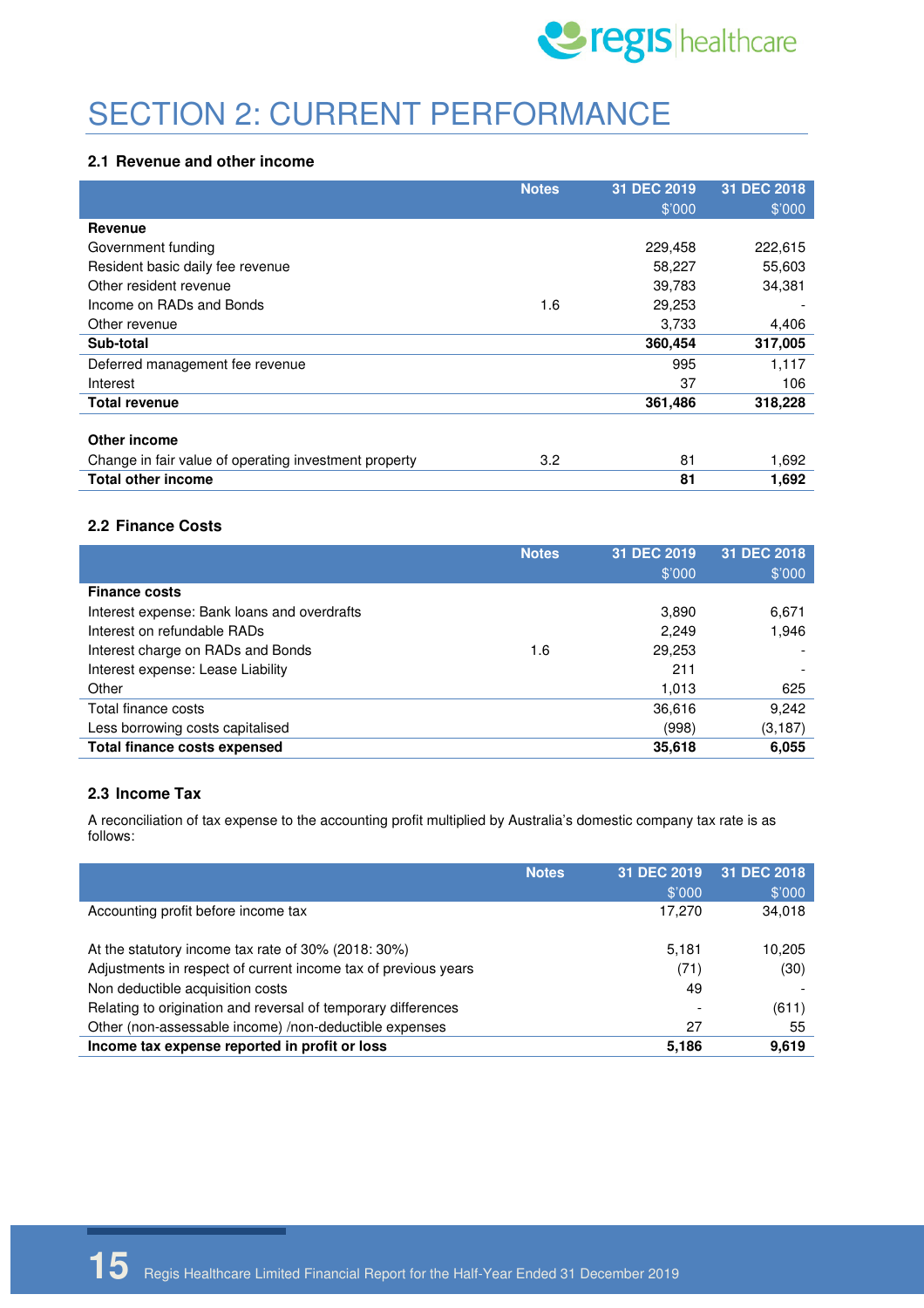# SECTION 2: CURRENT PERFORMANCE

### 2.1 Revenue and other income

| | Notes | 31 DEC 2019 $'000 | 31 DEC 2018 $'000 |
|---|---|---|---|
| **Revenue** | | | |
| Government funding | | 229,458 | 222,615 |
| Resident basic daily fee revenue | | 58,227 | 55,603 |
| Other resident revenue | | 39,783 | 34,381 |
| Income on RADs and Bonds | 1.6 | 29,253 | - |
| Other revenue | | 3,733 | 4,406 |
| **Sub-total** | | **360,454** | **317,005** |
| Deferred management fee revenue | | 995 | 1,117 |
| Interest | | 37 | 106 |
| **Total revenue** | | **361,486** | **318,228** |
| | | | |
| **Other income** | | | |
| Change in fair value of operating investment property | 3.2 | 81 | 1,692 |
| **Total other income** | | **81** | **1,692** |

### 2.2 Finance Costs

| | Notes | 31 DEC 2019 $'000 | 31 DEC 2018 $'000 |
|---|---|---|---|
| **Finance costs** | | | |
| Interest expense: Bank loans and overdrafts | | 3,890 | 6,671 |
| Interest on refundable RADs | | 2,249 | 1,946 |
| Interest charge on RADs and Bonds | 1.6 | 29,253 | - |
| Interest expense: Lease Liability | | 211 | - |
| Other | | 1,013 | 625 |
| Total finance costs | | 36,616 | 9,242 |
| Less borrowing costs capitalised | | (998) | (3,187) |
| **Total finance costs expensed** | | **35,618** | **6,055** |

### 2.3 Income Tax

A reconciliation of tax expense to the accounting profit multiplied by Australia's domestic company tax rate is as follows:

| | Notes | 31 DEC 2019 $'000 | 31 DEC 2018 $'000 |
|---|---|---|---|
| Accounting profit before income tax | | 17,270 | 34,018 |
| | | | |
| At the statutory income tax rate of 30% (2018: 30%) | | 5,181 | 10,205 |
| Adjustments in respect of current income tax of previous years | | (71) | (30) |
| Non deductible acquisition costs | | 49 | - |
| Relating to origination and reversal of temporary differences | | - | (611) |
| Other (non-assessable income) /non-deductible expenses | | 27 | 55 |
| **Income tax expense reported in profit or loss** | | **5,186** | **9,619** |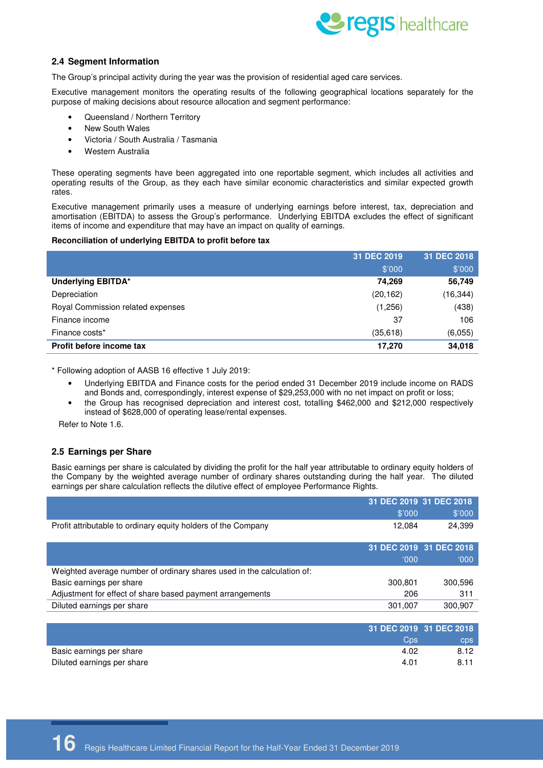## 2.4 Segment Information

The Group's principal activity during the year was the provision of residential aged care services.

Executive management monitors the operating results of the following geographical locations separately for the purpose of making decisions about resource allocation and segment performance:

- Queensland / Northern Territory
- New South Wales
- Victoria / South Australia / Tasmania
- Western Australia

These operating segments have been aggregated into one reportable segment, which includes all activities and operating results of the Group, as they each have similar economic characteristics and similar expected growth rates.

Executive management primarily uses a measure of underlying earnings before interest, tax, depreciation and amortisation (EBITDA) to assess the Group's performance. Underlying EBITDA excludes the effect of significant items of income and expenditure that may have an impact on quality of earnings.

**Reconciliation of underlying EBITDA to profit before tax**

| | 31 DEC 2019<br>$'000 | 31 DEC 2018<br>$'000 |
|---|---|---|
| **Underlying EBITDA*** | **74,269** | **56,749** |
| Depreciation | (20,162) | (16,344) |
| Royal Commission related expenses | (1,256) | (438) |
| Finance income | 37 | 106 |
| Finance costs* | (35,618) | (6,055) |
| **Profit before income tax** | **17,270** | **34,018** |

* Following adoption of AASB 16 effective 1 July 2019:

- Underlying EBITDA and Finance costs for the period ended 31 December 2019 include income on RADS and Bonds and, correspondingly, interest expense of $29,253,000 with no net impact on profit or loss;
- the Group has recognised depreciation and interest cost, totalling $462,000 and $212,000 respectively instead of $628,000 of operating lease/rental expenses.

Refer to Note 1.6.

## 2.5 Earnings per Share

Basic earnings per share is calculated by dividing the profit for the half year attributable to ordinary equity holders of the Company by the weighted average number of ordinary shares outstanding during the half year. The diluted earnings per share calculation reflects the dilutive effect of employee Performance Rights.

| | 31 DEC 2019<br>$'000 | 31 DEC 2018<br>$'000 |
|---|---|---|
| Profit attributable to ordinary equity holders of the Company | 12,084 | 24,399 |

| | 31 DEC 2019<br>'000 | 31 DEC 2018<br>'000 |
|---|---|---|
| Weighted average number of ordinary shares used in the calculation of: | | |
| Basic earnings per share | 300,801 | 300,596 |
| Adjustment for effect of share based payment arrangements | 206 | 311 |
| Diluted earnings per share | 301,007 | 300,907 |

| | 31 DEC 2019<br>Cps | 31 DEC 2018<br>cps |
|---|---|---|
| Basic earnings per share | 4.02 | 8.12 |
| Diluted earnings per share | 4.01 | 8.11 |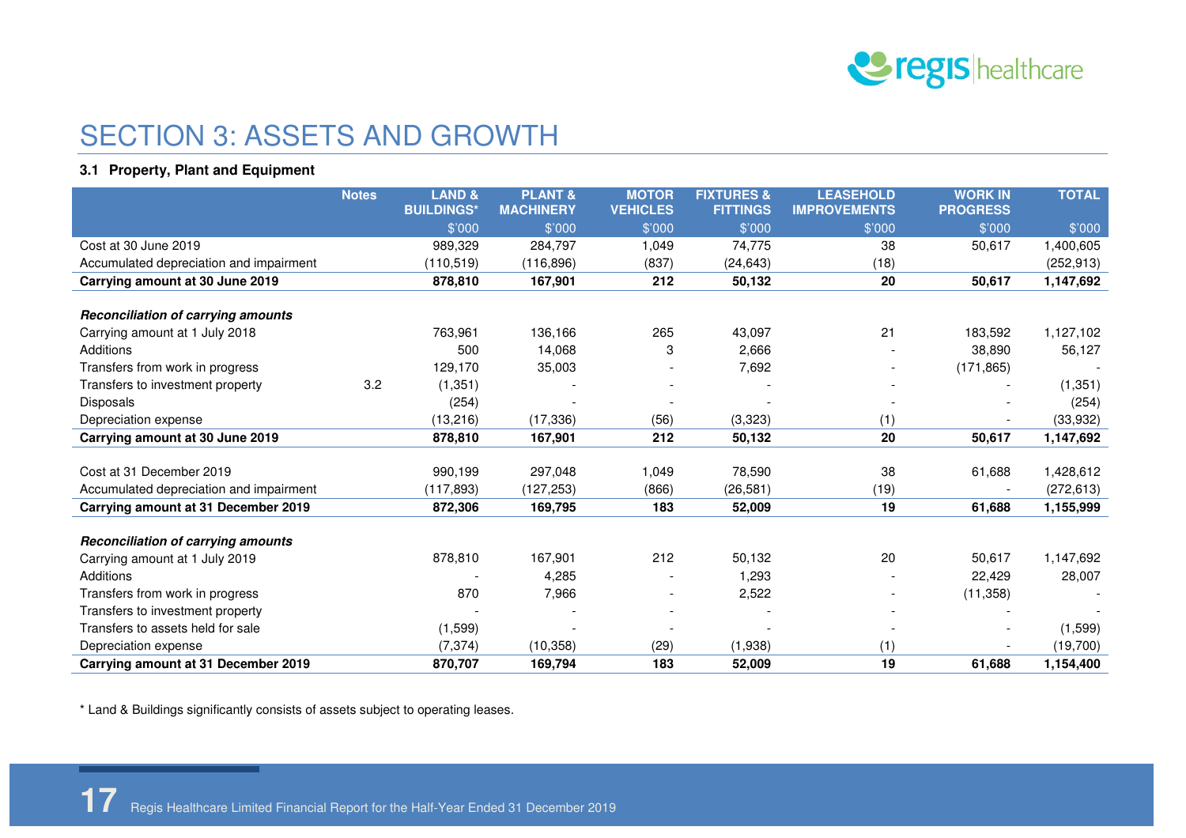# SECTION 3: ASSETS AND GROWTH

### 3.1 Property, Plant and Equipment

| | Notes | LAND & BUILDINGS* | PLANT & MACHINERY | MOTOR VEHICLES | FIXTURES & FITTINGS | LEASEHOLD IMPROVEMENTS | WORK IN PROGRESS | TOTAL |
|---|---|---|---|---|---|---|---|---|
| | | $'000 | $'000 | $'000 | $'000 | $'000 | $'000 | $'000 |
| Cost at 30 June 2019 | | 989,329 | 284,797 | 1,049 | 74,775 | 38 | 50,617 | 1,400,605 |
| Accumulated depreciation and impairment | | (110,519) | (116,896) | (837) | (24,643) | (18) | | (252,913) |
| **Carrying amount at 30 June 2019** | | **878,810** | **167,901** | **212** | **50,132** | **20** | **50,617** | **1,147,692** |
| | | | | | | | | |
| ***Reconciliation of carrying amounts*** | | | | | | | | |
| Carrying amount at 1 July 2018 | | 763,961 | 136,166 | 265 | 43,097 | 21 | 183,592 | 1,127,102 |
| Additions | | 500 | 14,068 | 3 | 2,666 | - | 38,890 | 56,127 |
| Transfers from work in progress | | 129,170 | 35,003 | - | 7,692 | - | (171,865) | - |
| Transfers to investment property | 3.2 | (1,351) | - | - | - | - | - | (1,351) |
| Disposals | | (254) | - | - | - | - | - | (254) |
| Depreciation expense | | (13,216) | (17,336) | (56) | (3,323) | (1) | - | (33,932) |
| **Carrying amount at 30 June 2019** | | **878,810** | **167,901** | **212** | **50,132** | **20** | **50,617** | **1,147,692** |
| | | | | | | | | |
| Cost at 31 December 2019 | | 990,199 | 297,048 | 1,049 | 78,590 | 38 | 61,688 | 1,428,612 |
| Accumulated depreciation and impairment | | (117,893) | (127,253) | (866) | (26,581) | (19) | - | (272,613) |
| **Carrying amount at 31 December 2019** | | **872,306** | **169,795** | **183** | **52,009** | **19** | **61,688** | **1,155,999** |
| | | | | | | | | |
| ***Reconciliation of carrying amounts*** | | | | | | | | |
| Carrying amount at 1 July 2019 | | 878,810 | 167,901 | 212 | 50,132 | 20 | 50,617 | 1,147,692 |
| Additions | | - | 4,285 | - | 1,293 | - | 22,429 | 28,007 |
| Transfers from work in progress | | 870 | 7,966 | - | 2,522 | - | (11,358) | - |
| Transfers to investment property | | - | - | - | - | - | - | - |
| Transfers to assets held for sale | | (1,599) | - | - | - | - | - | (1,599) |
| Depreciation expense | | (7,374) | (10,358) | (29) | (1,938) | (1) | - | (19,700) |
| **Carrying amount at 31 December 2019** | | **870,707** | **169,794** | **183** | **52,009** | **19** | **61,688** | **1,154,400** |

* Land & Buildings significantly consists of assets subject to operating leases.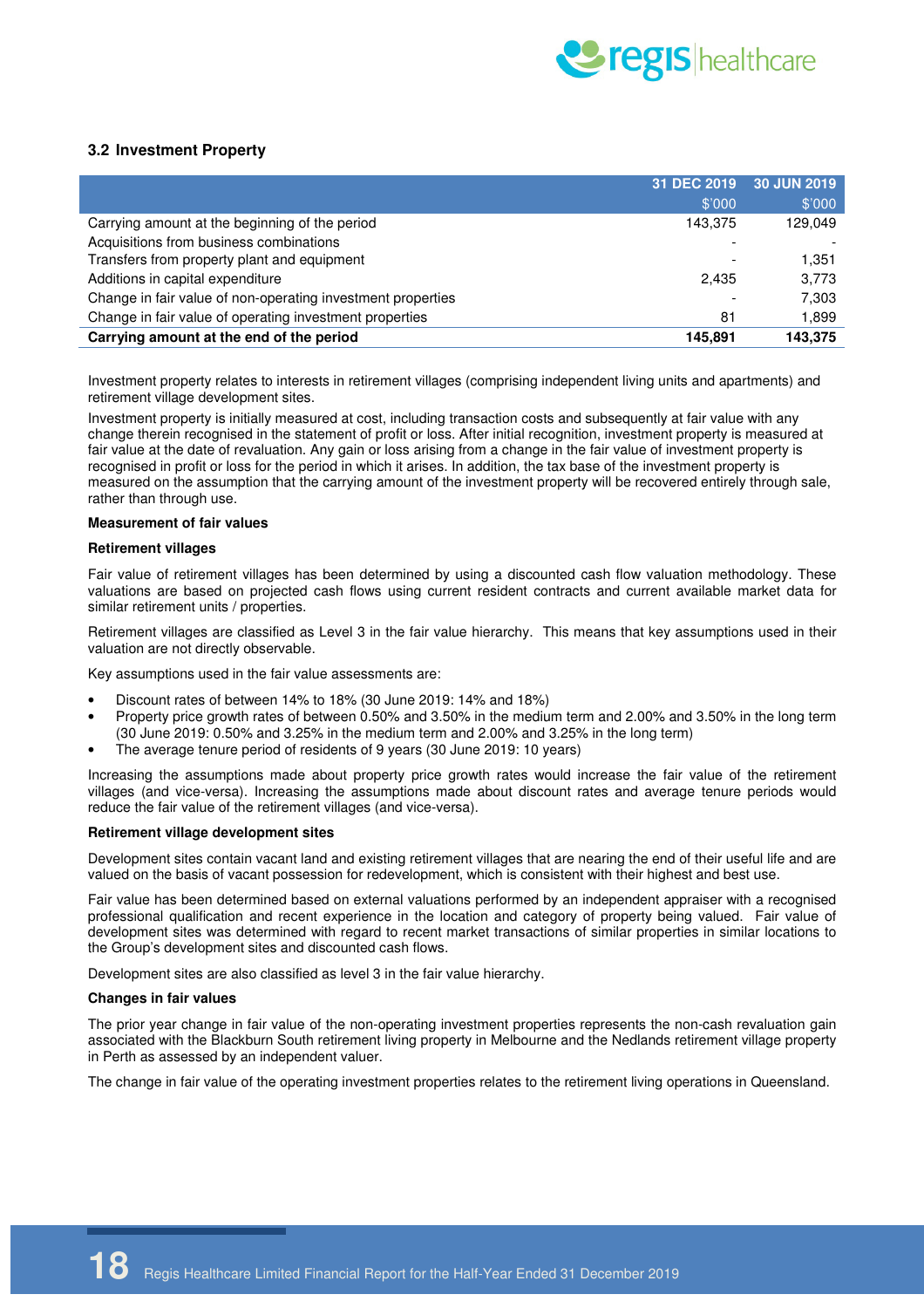### 3.2 Investment Property

| | 31 DEC 2019 | 30 JUN 2019 |
|---|---|---|
| | $'000 | $'000 |
| Carrying amount at the beginning of the period | 143,375 | 129,049 |
| Acquisitions from business combinations | - | - |
| Transfers from property plant and equipment | - | 1,351 |
| Additions in capital expenditure | 2,435 | 3,773 |
| Change in fair value of non-operating investment properties | - | 7,303 |
| Change in fair value of operating investment properties | 81 | 1,899 |
| **Carrying amount at the end of the period** | **145,891** | **143,375** |

Investment property relates to interests in retirement villages (comprising independent living units and apartments) and retirement village development sites.

Investment property is initially measured at cost, including transaction costs and subsequently at fair value with any change therein recognised in the statement of profit or loss. After initial recognition, investment property is measured at fair value at the date of revaluation. Any gain or loss arising from a change in the fair value of investment property is recognised in profit or loss for the period in which it arises. In addition, the tax base of the investment property is measured on the assumption that the carrying amount of the investment property will be recovered entirely through sale, rather than through use.

**Measurement of fair values**

**Retirement villages**

Fair value of retirement villages has been determined by using a discounted cash flow valuation methodology. These valuations are based on projected cash flows using current resident contracts and current available market data for similar retirement units / properties.

Retirement villages are classified as Level 3 in the fair value hierarchy. This means that key assumptions used in their valuation are not directly observable.

Key assumptions used in the fair value assessments are:

- Discount rates of between 14% to 18% (30 June 2019: 14% and 18%)
- Property price growth rates of between 0.50% and 3.50% in the medium term and 2.00% and 3.50% in the long term (30 June 2019: 0.50% and 3.25% in the medium term and 2.00% and 3.25% in the long term)
- The average tenure period of residents of 9 years (30 June 2019: 10 years)

Increasing the assumptions made about property price growth rates would increase the fair value of the retirement villages (and vice-versa). Increasing the assumptions made about discount rates and average tenure periods would reduce the fair value of the retirement villages (and vice-versa).

**Retirement village development sites**

Development sites contain vacant land and existing retirement villages that are nearing the end of their useful life and are valued on the basis of vacant possession for redevelopment, which is consistent with their highest and best use.

Fair value has been determined based on external valuations performed by an independent appraiser with a recognised professional qualification and recent experience in the location and category of property being valued. Fair value of development sites was determined with regard to recent market transactions of similar properties in similar locations to the Group's development sites and discounted cash flows.

Development sites are also classified as level 3 in the fair value hierarchy.

**Changes in fair values**

The prior year change in fair value of the non-operating investment properties represents the non-cash revaluation gain associated with the Blackburn South retirement living property in Melbourne and the Nedlands retirement village property in Perth as assessed by an independent valuer.

The change in fair value of the operating investment properties relates to the retirement living operations in Queensland.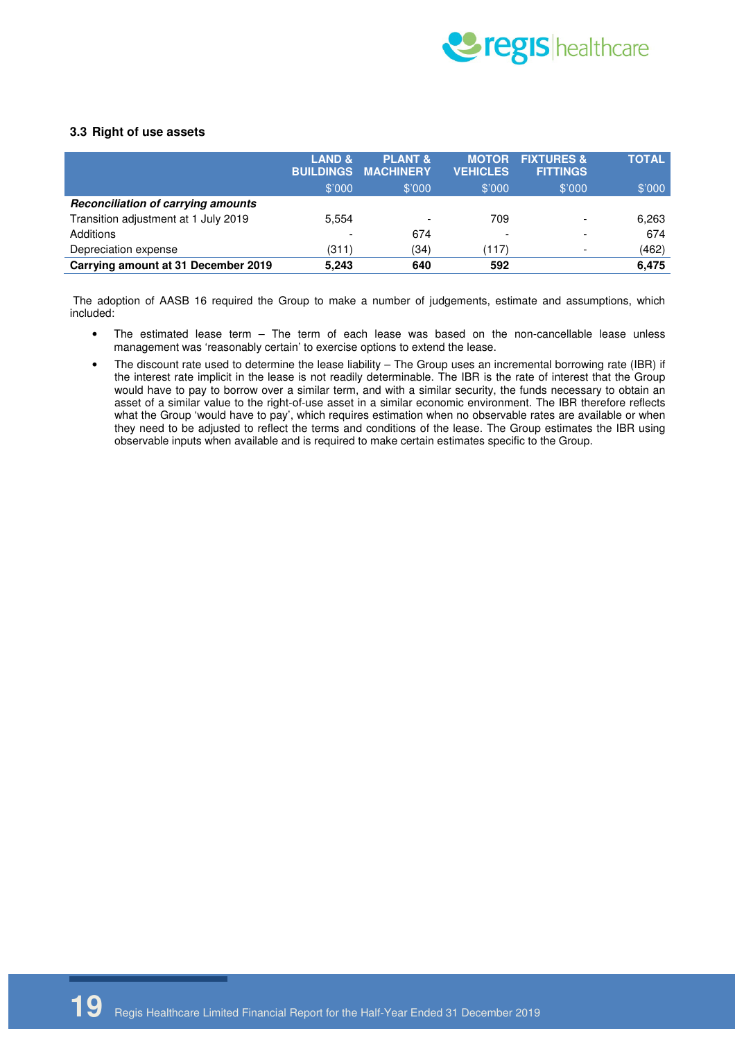### 3.3 Right of use assets

| | LAND & BUILDINGS | PLANT & MACHINERY | MOTOR VEHICLES | FIXTURES & FITTINGS | TOTAL |
|---|---|---|---|---|---|
| | $'000 | $'000 | $'000 | $'000 | $'000 |
| ***Reconciliation of carrying amounts*** | | | | | |
| Transition adjustment at 1 July 2019 | 5,554 | - | 709 | - | 6,263 |
| Additions | - | 674 | - | - | 674 |
| Depreciation expense | (311) | (34) | (117) | - | (462) |
| **Carrying amount at 31 December 2019** | **5,243** | **640** | **592** | | **6,475** |

The adoption of AASB 16 required the Group to make a number of judgements, estimate and assumptions, which included:

- The estimated lease term – The term of each lease was based on the non-cancellable lease unless management was 'reasonably certain' to exercise options to extend the lease.
- The discount rate used to determine the lease liability – The Group uses an incremental borrowing rate (IBR) if the interest rate implicit in the lease is not readily determinable. The IBR is the rate of interest that the Group would have to pay to borrow over a similar term, and with a similar security, the funds necessary to obtain an asset of a similar value to the right-of-use asset in a similar economic environment. The IBR therefore reflects what the Group 'would have to pay', which requires estimation when no observable rates are available or when they need to be adjusted to reflect the terms and conditions of the lease. The Group estimates the IBR using observable inputs when available and is required to make certain estimates specific to the Group.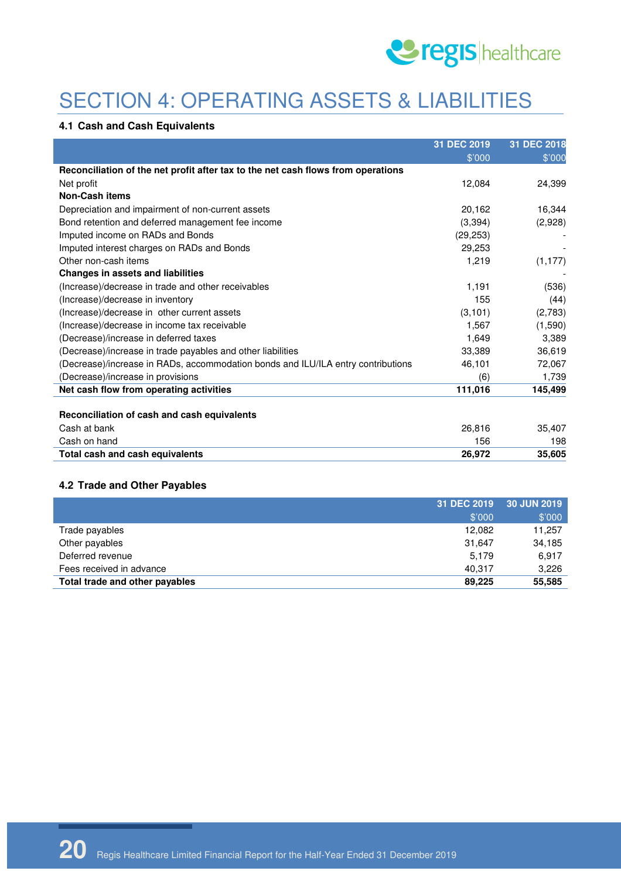# SECTION 4: OPERATING ASSETS & LIABILITIES

### 4.1 Cash and Cash Equivalents

| | 31 DEC 2019<br>$'000 | 31 DEC 2018<br>$'000 |
|---|---|---|
| **Reconciliation of the net profit after tax to the net cash flows from operations** | | |
| Net profit | 12,084 | 24,399 |
| **Non-Cash items** | | |
| Depreciation and impairment of non-current assets | 20,162 | 16,344 |
| Bond retention and deferred management fee income | (3,394) | (2,928) |
| Imputed income on RADs and Bonds | (29,253) | - |
| Imputed interest charges on RADs and Bonds | 29,253 | - |
| Other non-cash items | 1,219 | (1,177) |
| **Changes in assets and liabilities** | | - |
| (Increase)/decrease in trade and other receivables | 1,191 | (536) |
| (Increase)/decrease in inventory | 155 | (44) |
| (Increase)/decrease in other current assets | (3,101) | (2,783) |
| (Increase)/decrease in income tax receivable | 1,567 | (1,590) |
| (Decrease)/increase in deferred taxes | 1,649 | 3,389 |
| (Decrease)/increase in trade payables and other liabilities | 33,389 | 36,619 |
| (Decrease)/increase in RADs, accommodation bonds and ILU/ILA entry contributions | 46,101 | 72,067 |
| (Decrease)/increase in provisions | (6) | 1,739 |
| **Net cash flow from operating activities** | **111,016** | **145,499** |
| | | |
| **Reconciliation of cash and cash equivalents** | | |
| Cash at bank | 26,816 | 35,407 |
| Cash on hand | 156 | 198 |
| **Total cash and cash equivalents** | **26,972** | **35,605** |

### 4.2 Trade and Other Payables

| | 31 DEC 2019<br>$'000 | 30 JUN 2019<br>$'000 |
|---|---|---|
| Trade payables | 12,082 | 11,257 |
| Other payables | 31,647 | 34,185 |
| Deferred revenue | 5,179 | 6,917 |
| Fees received in advance | 40,317 | 3,226 |
| **Total trade and other payables** | **89,225** | **55,585** |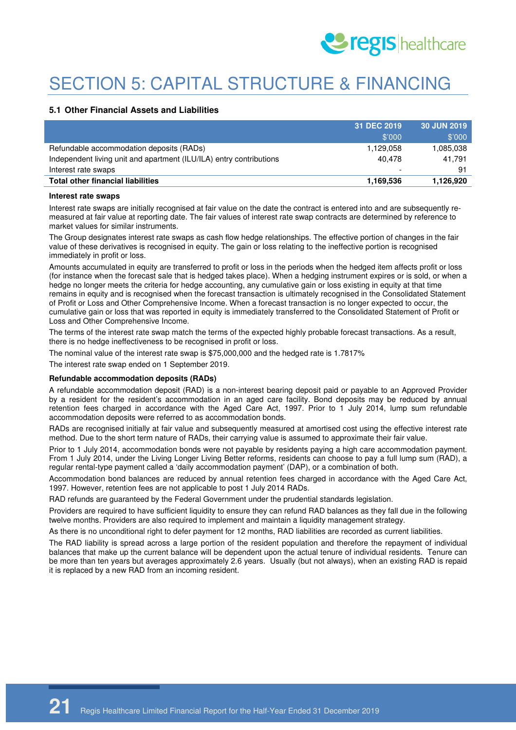# SECTION 5: CAPITAL STRUCTURE & FINANCING

### 5.1 Other Financial Assets and Liabilities

| | 31 DEC 2019 | 30 JUN 2019 |
|---|---|---|
| | $'000 | $'000 |
| Refundable accommodation deposits (RADs) | 1,129,058 | 1,085,038 |
| Independent living unit and apartment (ILU/ILA) entry contributions | 40,478 | 41,791 |
| Interest rate swaps | - | 91 |
| **Total other financial liabilities** | **1,169,536** | **1,126,920** |

**Interest rate swaps**

Interest rate swaps are initially recognised at fair value on the date the contract is entered into and are subsequently re-measured at fair value at reporting date. The fair values of interest rate swap contracts are determined by reference to market values for similar instruments.

The Group designates interest rate swaps as cash flow hedge relationships. The effective portion of changes in the fair value of these derivatives is recognised in equity. The gain or loss relating to the ineffective portion is recognised immediately in profit or loss.

Amounts accumulated in equity are transferred to profit or loss in the periods when the hedged item affects profit or loss (for instance when the forecast sale that is hedged takes place). When a hedging instrument expires or is sold, or when a hedge no longer meets the criteria for hedge accounting, any cumulative gain or loss existing in equity at that time remains in equity and is recognised when the forecast transaction is ultimately recognised in the Consolidated Statement of Profit or Loss and Other Comprehensive Income. When a forecast transaction is no longer expected to occur, the cumulative gain or loss that was reported in equity is immediately transferred to the Consolidated Statement of Profit or Loss and Other Comprehensive Income.

The terms of the interest rate swap match the terms of the expected highly probable forecast transactions. As a result, there is no hedge ineffectiveness to be recognised in profit or loss.

The nominal value of the interest rate swap is $75,000,000 and the hedged rate is 1.7817%

The interest rate swap ended on 1 September 2019.

**Refundable accommodation deposits (RADs)**

A refundable accommodation deposit (RAD) is a non-interest bearing deposit paid or payable to an Approved Provider by a resident for the resident's accommodation in an aged care facility. Bond deposits may be reduced by annual retention fees charged in accordance with the Aged Care Act, 1997. Prior to 1 July 2014, lump sum refundable accommodation deposits were referred to as accommodation bonds.

RADs are recognised initially at fair value and subsequently measured at amortised cost using the effective interest rate method. Due to the short term nature of RADs, their carrying value is assumed to approximate their fair value.

Prior to 1 July 2014, accommodation bonds were not payable by residents paying a high care accommodation payment. From 1 July 2014, under the Living Longer Living Better reforms, residents can choose to pay a full lump sum (RAD), a regular rental-type payment called a 'daily accommodation payment' (DAP), or a combination of both.

Accommodation bond balances are reduced by annual retention fees charged in accordance with the Aged Care Act, 1997. However, retention fees are not applicable to post 1 July 2014 RADs.

RAD refunds are guaranteed by the Federal Government under the prudential standards legislation.

Providers are required to have sufficient liquidity to ensure they can refund RAD balances as they fall due in the following twelve months. Providers are also required to implement and maintain a liquidity management strategy.

As there is no unconditional right to defer payment for 12 months, RAD liabilities are recorded as current liabilities.

The RAD liability is spread across a large portion of the resident population and therefore the repayment of individual balances that make up the current balance will be dependent upon the actual tenure of individual residents. Tenure can be more than ten years but averages approximately 2.6 years. Usually (but not always), when an existing RAD is repaid it is replaced by a new RAD from an incoming resident.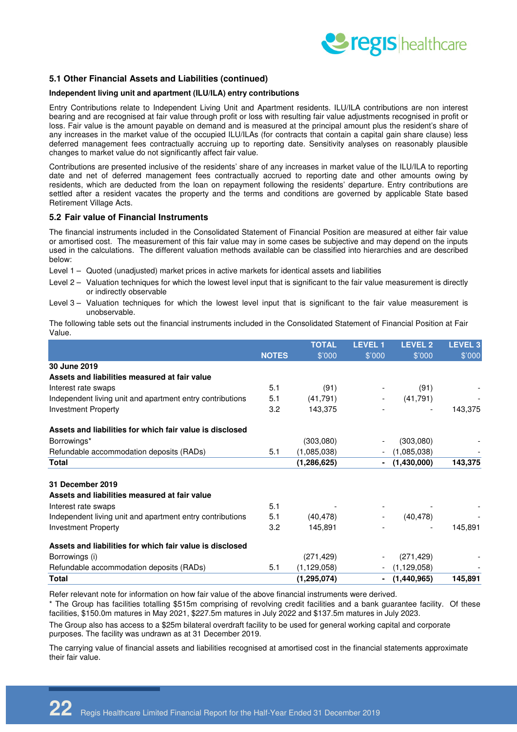### 5.1 Other Financial Assets and Liabilities (continued)

**Independent living unit and apartment (ILU/ILA) entry contributions**

Entry Contributions relate to Independent Living Unit and Apartment residents. ILU/ILA contributions are non interest bearing and are recognised at fair value through profit or loss with resulting fair value adjustments recognised in profit or loss. Fair value is the amount payable on demand and is measured at the principal amount plus the resident's share of any increases in the market value of the occupied ILU/ILAs (for contracts that contain a capital gain share clause) less deferred management fees contractually accruing up to reporting date. Sensitivity analyses on reasonably plausible changes to market value do not significantly affect fair value.

Contributions are presented inclusive of the residents' share of any increases in market value of the ILU/ILA to reporting date and net of deferred management fees contractually accrued to reporting date and other amounts owing by residents, which are deducted from the loan on repayment following the residents' departure. Entry contributions are settled after a resident vacates the property and the terms and conditions are governed by applicable State based Retirement Village Acts.

### 5.2 Fair value of Financial Instruments

The financial instruments included in the Consolidated Statement of Financial Position are measured at either fair value or amortised cost. The measurement of this fair value may in some cases be subjective and may depend on the inputs used in the calculations. The different valuation methods available can be classified into hierarchies and are described below:

Level 1 – Quoted (unadjusted) market prices in active markets for identical assets and liabilities

Level 2 – Valuation techniques for which the lowest level input that is significant to the fair value measurement is directly or indirectly observable

Level 3 – Valuation techniques for which the lowest level input that is significant to the fair value measurement is unobservable.

The following table sets out the financial instruments included in the Consolidated Statement of Financial Position at Fair Value.

| | NOTES | TOTAL $'000 | LEVEL 1 $'000 | LEVEL 2 $'000 | LEVEL 3 $'000 |
|---|---|---|---|---|---|
| **30 June 2019** | | | | | |
| **Assets and liabilities measured at fair value** | | | | | |
| Interest rate swaps | 5.1 | (91) | - | (91) | - |
| Independent living unit and apartment entry contributions | 5.1 | (41,791) | - | (41,791) | - |
| Investment Property | 3.2 | 143,375 | - | - | 143,375 |
| **Assets and liabilities for which fair value is disclosed** | | | | | |
| Borrowings* | | (303,080) | - | (303,080) | - |
| Refundable accommodation deposits (RADs) | 5.1 | (1,085,038) | - | (1,085,038) | - |
| **Total** | | **(1,286,625)** | **-** | **(1,430,000)** | **143,375** |
| **31 December 2019** | | | | | |
| **Assets and liabilities measured at fair value** | | | | | |
| Interest rate swaps | 5.1 | - | - | - | - |
| Independent living unit and apartment entry contributions | 5.1 | (40,478) | - | (40,478) | - |
| Investment Property | 3.2 | 145,891 | - | - | 145,891 |
| **Assets and liabilities for which fair value is disclosed** | | | | | |
| Borrowings (i) | | (271,429) | - | (271,429) | - |
| Refundable accommodation deposits (RADs) | 5.1 | (1,129,058) | - | (1,129,058) | - |
| **Total** | | **(1,295,074)** | **-** | **(1,440,965)** | **145,891** |

Refer relevant note for information on how fair value of the above financial instruments were derived.

\* The Group has facilities totalling $515m comprising of revolving credit facilities and a bank guarantee facility. Of these facilities, $150.0m matures in May 2021, $227.5m matures in July 2022 and $137.5m matures in July 2023.

The Group also has access to a $25m bilateral overdraft facility to be used for general working capital and corporate purposes. The facility was undrawn as at 31 December 2019.

The carrying value of financial assets and liabilities recognised at amortised cost in the financial statements approximate their fair value.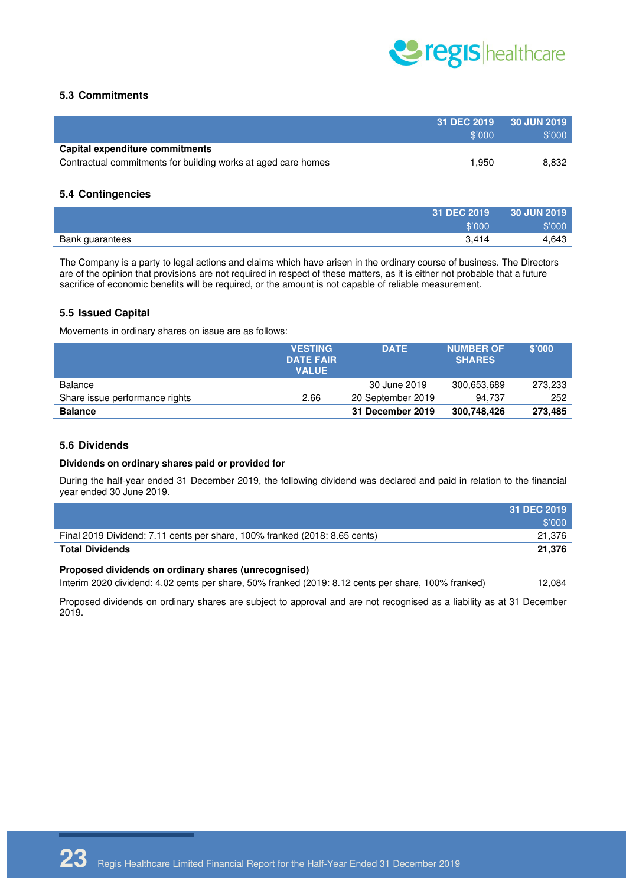### 5.3 Commitments

| | 31 DEC 2019<br>$'000 | 30 JUN 2019<br>$'000 |
|---|---|---|
| **Capital expenditure commitments** | | |
| Contractual commitments for building works at aged care homes | 1,950 | 8,832 |

### 5.4 Contingencies

| | 31 DEC 2019<br>$'000 | 30 JUN 2019<br>$'000 |
|---|---|---|
| Bank guarantees | 3,414 | 4,643 |

The Company is a party to legal actions and claims which have arisen in the ordinary course of business. The Directors are of the opinion that provisions are not required in respect of these matters, as it is either not probable that a future sacrifice of economic benefits will be required, or the amount is not capable of reliable measurement.

### 5.5 Issued Capital

Movements in ordinary shares on issue are as follows:

| | VESTING DATE FAIR VALUE | DATE | NUMBER OF SHARES | $'000 |
|---|---|---|---|---|
| Balance | | 30 June 2019 | 300,653,689 | 273,233 |
| Share issue performance rights | 2.66 | 20 September 2019 | 94,737 | 252 |
| **Balance** | | **31 December 2019** | **300,748,426** | **273,485** |

### 5.6 Dividends

**Dividends on ordinary shares paid or provided for**

During the half-year ended 31 December 2019, the following dividend was declared and paid in relation to the financial year ended 30 June 2019.

| | 31 DEC 2019<br>$'000 |
|---|---|
| Final 2019 Dividend: 7.11 cents per share, 100% franked (2018: 8.65 cents) | 21,376 |
| **Total Dividends** | **21,376** |
| **Proposed dividends on ordinary shares (unrecognised)** | |
| Interim 2020 dividend: 4.02 cents per share, 50% franked (2019: 8.12 cents per share, 100% franked) | 12,084 |

Proposed dividends on ordinary shares are subject to approval and are not recognised as a liability as at 31 December 2019.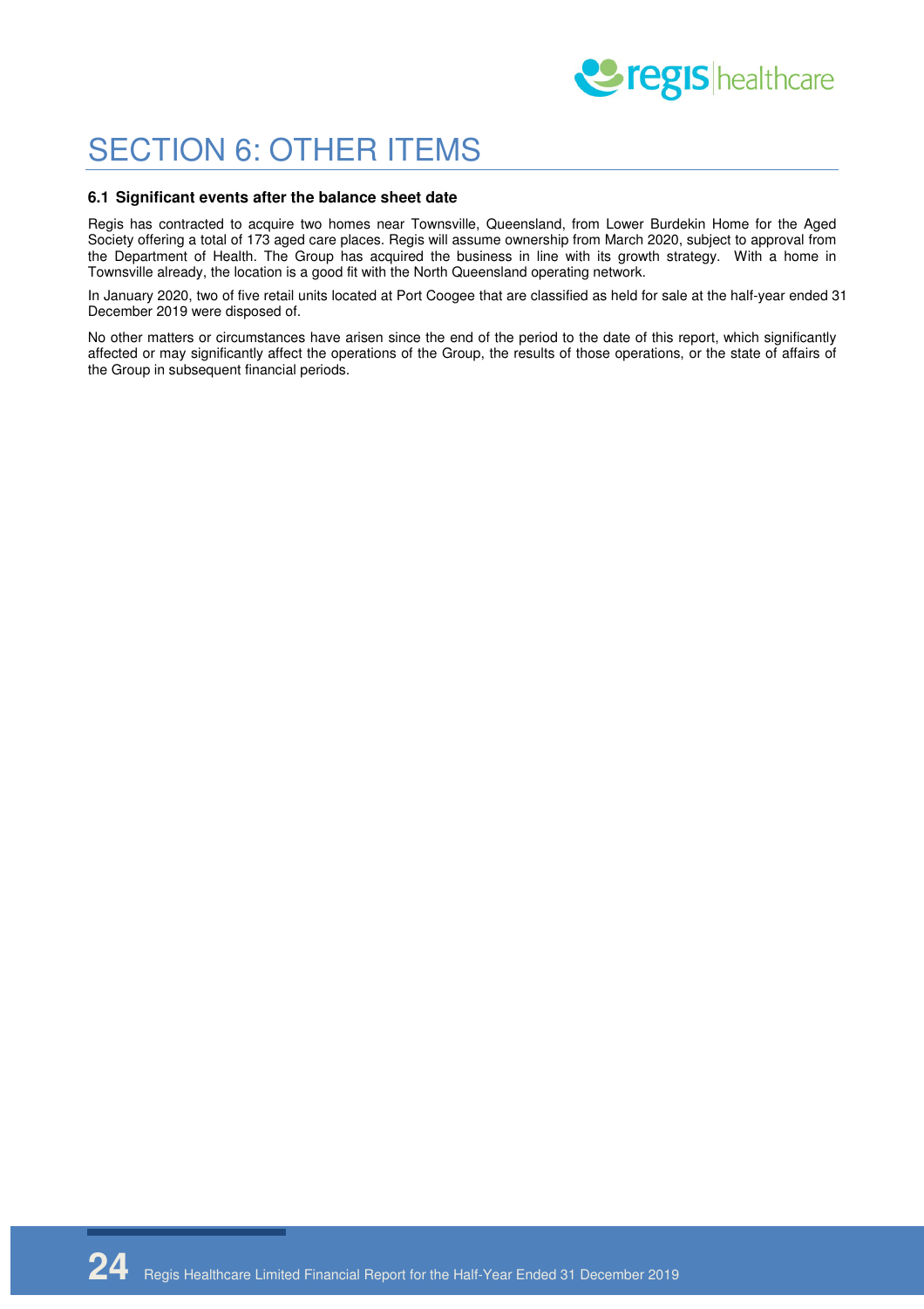# SECTION 6: OTHER ITEMS

### 6.1 Significant events after the balance sheet date

Regis has contracted to acquire two homes near Townsville, Queensland, from Lower Burdekin Home for the Aged Society offering a total of 173 aged care places. Regis will assume ownership from March 2020, subject to approval from the Department of Health. The Group has acquired the business in line with its growth strategy. With a home in Townsville already, the location is a good fit with the North Queensland operating network.

In January 2020, two of five retail units located at Port Coogee that are classified as held for sale at the half-year ended 31 December 2019 were disposed of.

No other matters or circumstances have arisen since the end of the period to the date of this report, which significantly affected or may significantly affect the operations of the Group, the results of those operations, or the state of affairs of the Group in subsequent financial periods.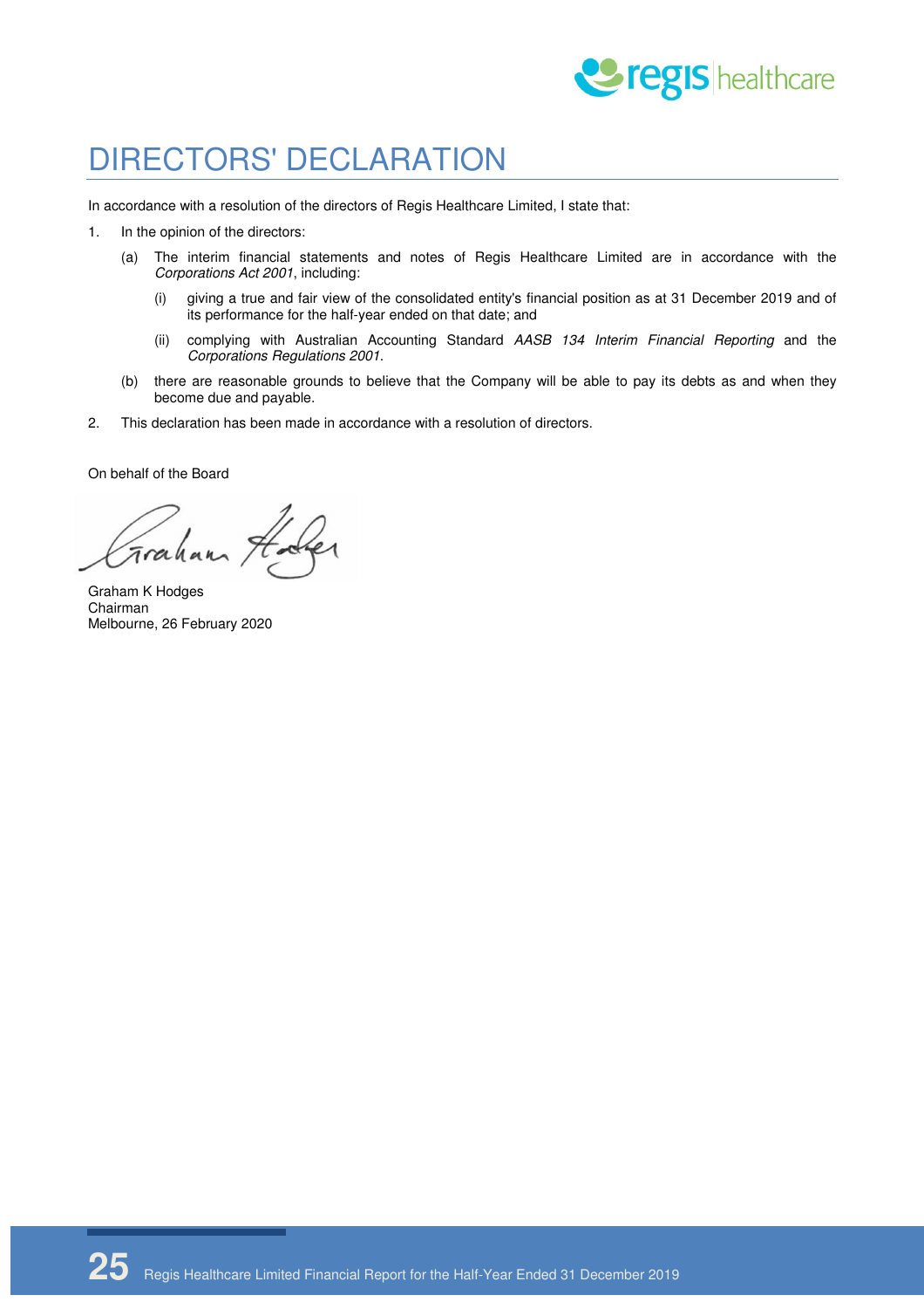# DIRECTORS' DECLARATION

In accordance with a resolution of the directors of Regis Healthcare Limited, I state that:

1. In the opinion of the directors:

   (a) The interim financial statements and notes of Regis Healthcare Limited are in accordance with the *Corporations Act 2001*, including:

   (i) giving a true and fair view of the consolidated entity's financial position as at 31 December 2019 and of its performance for the half-year ended on that date; and

   (ii) complying with Australian Accounting Standard *AASB 134 Interim Financial Reporting* and the *Corporations Regulations 2001*.

   (b) there are reasonable grounds to believe that the Company will be able to pay its debts as and when they become due and payable.

2. This declaration has been made in accordance with a resolution of directors.

On behalf of the Board

Graham K Hodges
Chairman
Melbourne, 26 February 2020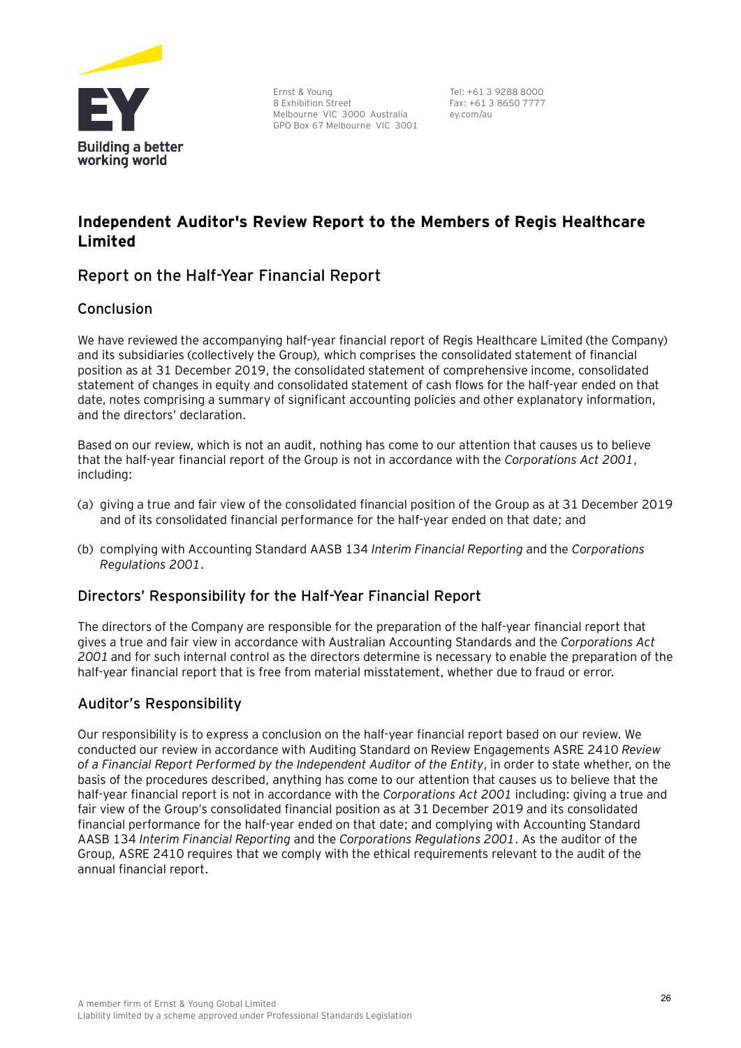Building a better working world

Ernst & Young
8 Exhibition Street
Melbourne VIC 3000 Australia
GPO Box 67 Melbourne VIC 3001

Tel: +61 3 9288 8000
Fax: +61 3 8650 7777
ey.com/au

# Independent Auditor's Review Report to the Members of Regis Healthcare Limited

## Report on the Half-Year Financial Report

### Conclusion

We have reviewed the accompanying half-year financial report of Regis Healthcare Limited (the Company) and its subsidiaries (collectively the Group), which comprises the consolidated statement of financial position as at 31 December 2019, the consolidated statement of comprehensive income, consolidated statement of changes in equity and consolidated statement of cash flows for the half-year ended on that date, notes comprising a summary of significant accounting policies and other explanatory information, and the directors' declaration.

Based on our review, which is not an audit, nothing has come to our attention that causes us to believe that the half-year financial report of the Group is not in accordance with the *Corporations Act 2001*, including:

(a) giving a true and fair view of the consolidated financial position of the Group as at 31 December 2019 and of its consolidated financial performance for the half-year ended on that date; and

(b) complying with Accounting Standard AASB 134 *Interim Financial Reporting* and the *Corporations Regulations 2001*.

### Directors' Responsibility for the Half-Year Financial Report

The directors of the Company are responsible for the preparation of the half-year financial report that gives a true and fair view in accordance with Australian Accounting Standards and the *Corporations Act 2001* and for such internal control as the directors determine is necessary to enable the preparation of the half-year financial report that is free from material misstatement, whether due to fraud or error.

### Auditor's Responsibility

Our responsibility is to express a conclusion on the half-year financial report based on our review. We conducted our review in accordance with Auditing Standard on Review Engagements ASRE 2410 *Review of a Financial Report Performed by the Independent Auditor of the Entity*, in order to state whether, on the basis of the procedures described, anything has come to our attention that causes us to believe that the half-year financial report is not in accordance with the *Corporations Act 2001* including: giving a true and fair view of the Group's consolidated financial position as at 31 December 2019 and its consolidated financial performance for the half-year ended on that date; and complying with Accounting Standard AASB 134 *Interim Financial Reporting* and the *Corporations Regulations 2001*. As the auditor of the Group, ASRE 2410 requires that we comply with the ethical requirements relevant to the audit of the annual financial report.

A member firm of Ernst & Young Global Limited
Liability limited by a scheme approved under Professional Standards Legislation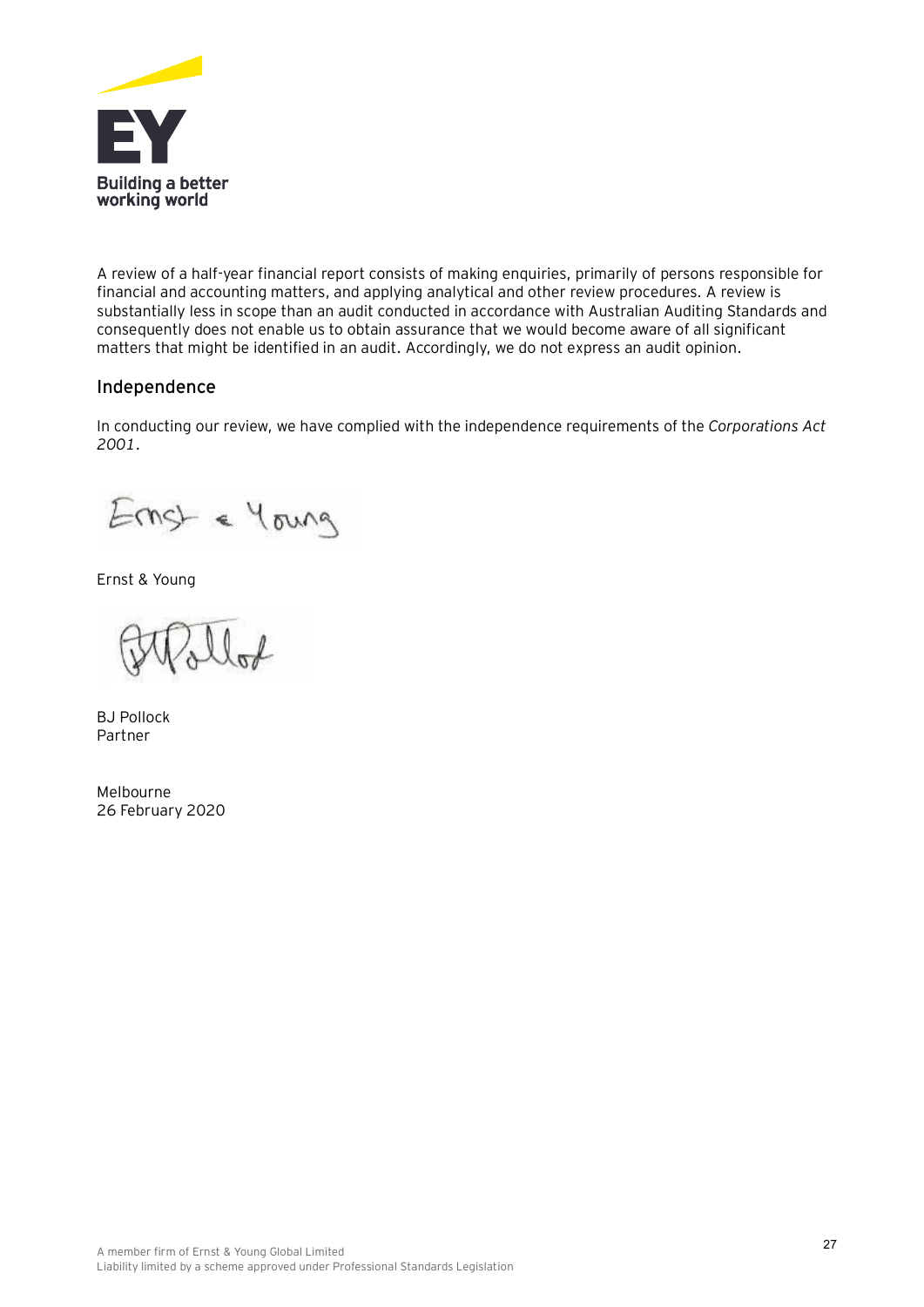A review of a half-year financial report consists of making enquiries, primarily of persons responsible for financial and accounting matters, and applying analytical and other review procedures. A review is substantially less in scope than an audit conducted in accordance with Australian Auditing Standards and consequently does not enable us to obtain assurance that we would become aware of all significant matters that might be identified in an audit. Accordingly, we do not express an audit opinion.

## Independence

In conducting our review, we have complied with the independence requirements of the *Corporations Act 2001*.

Ernst & Young

BJ Pollock
Partner

Melbourne
26 February 2020

A member firm of Ernst & Young Global Limited
Liability limited by a scheme approved under Professional Standards Legislation